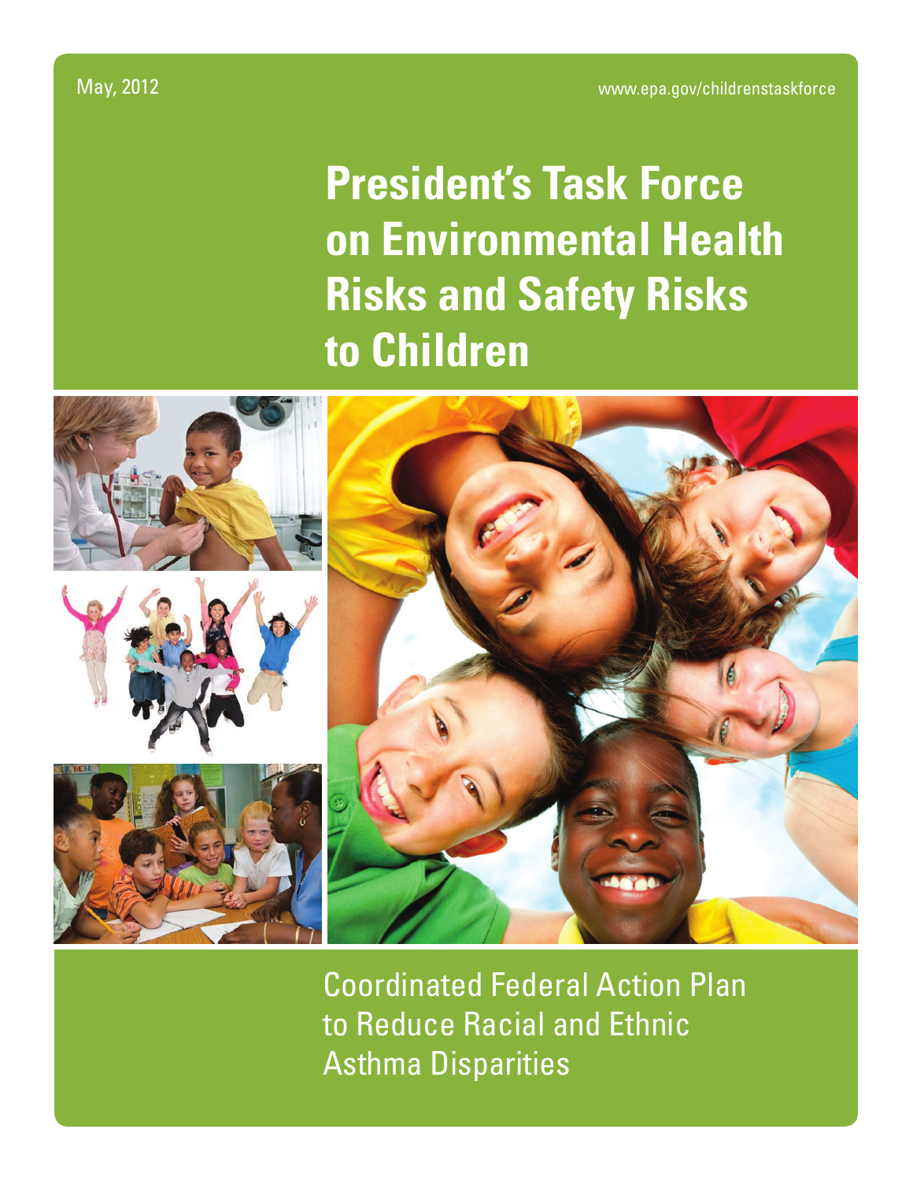May, 2012

www.epa.gov/childrenstaskforce

# President's Task Force on Environmental Health Risks and Safety Risks to Children

## Coordinated Federal Action Plan to Reduce Racial and Ethnic Asthma Disparities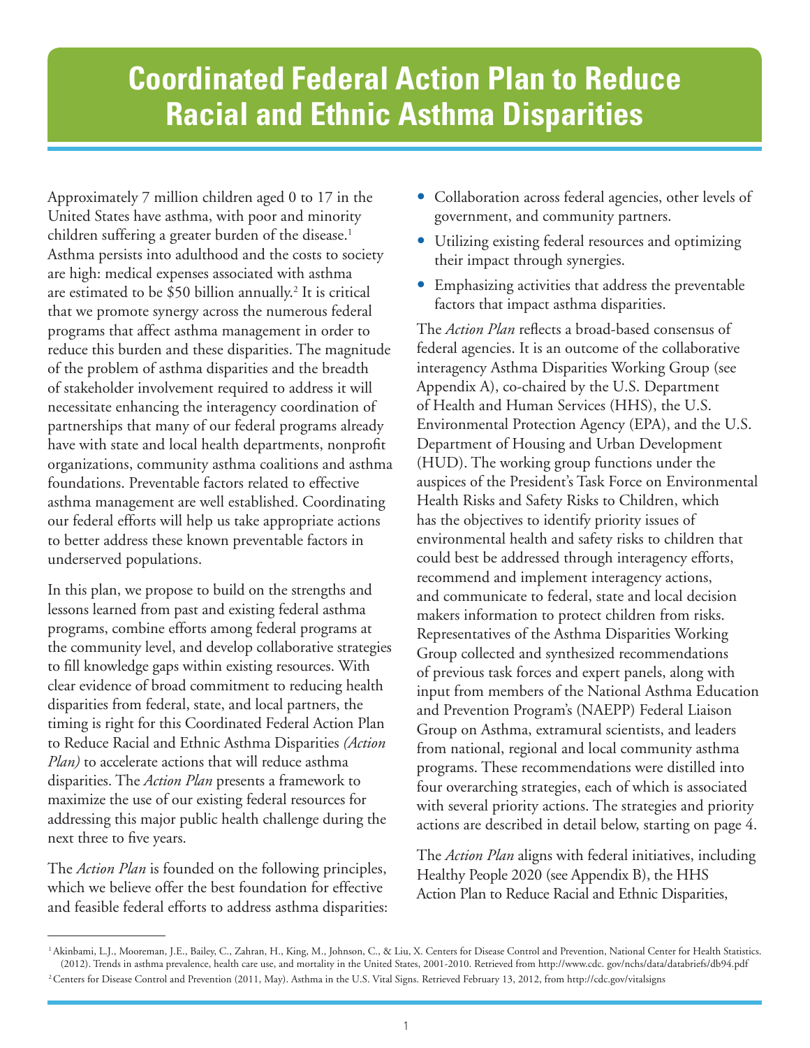# Coordinated Federal Action Plan to Reduce Racial and Ethnic Asthma Disparities

Approximately 7 million children aged 0 to 17 in the United States have asthma, with poor and minority children suffering a greater burden of the disease.[1] Asthma persists into adulthood and the costs to society are high: medical expenses associated with asthma are estimated to be $50 billion annually.[2] It is critical that we promote synergy across the numerous federal programs that affect asthma management in order to reduce this burden and these disparities. The magnitude of the problem of asthma disparities and the breadth of stakeholder involvement required to address it will necessitate enhancing the interagency coordination of partnerships that many of our federal programs already have with state and local health departments, nonprofit organizations, community asthma coalitions and asthma foundations. Preventable factors related to effective asthma management are well established. Coordinating our federal efforts will help us take appropriate actions to better address these known preventable factors in underserved populations.

In this plan, we propose to build on the strengths and lessons learned from past and existing federal asthma programs, combine efforts among federal programs at the community level, and develop collaborative strategies to fill knowledge gaps within existing resources. With clear evidence of broad commitment to reducing health disparities from federal, state, and local partners, the timing is right for this Coordinated Federal Action Plan to Reduce Racial and Ethnic Asthma Disparities *(Action Plan)* to accelerate actions that will reduce asthma disparities. The *Action Plan* presents a framework to maximize the use of our existing federal resources for addressing this major public health challenge during the next three to five years.

The *Action Plan* is founded on the following principles, which we believe offer the best foundation for effective and feasible federal efforts to address asthma disparities:

- Collaboration across federal agencies, other levels of government, and community partners.
- Utilizing existing federal resources and optimizing their impact through synergies.
- Emphasizing activities that address the preventable factors that impact asthma disparities.

The *Action Plan* reflects a broad-based consensus of federal agencies. It is an outcome of the collaborative interagency Asthma Disparities Working Group (see Appendix A), co-chaired by the U.S. Department of Health and Human Services (HHS), the U.S. Environmental Protection Agency (EPA), and the U.S. Department of Housing and Urban Development (HUD). The working group functions under the auspices of the President's Task Force on Environmental Health Risks and Safety Risks to Children, which has the objectives to identify priority issues of environmental health and safety risks to children that could best be addressed through interagency efforts, recommend and implement interagency actions, and communicate to federal, state and local decision makers information to protect children from risks. Representatives of the Asthma Disparities Working Group collected and synthesized recommendations of previous task forces and expert panels, along with input from members of the National Asthma Education and Prevention Program's (NAEPP) Federal Liaison Group on Asthma, extramural scientists, and leaders from national, regional and local community asthma programs. These recommendations were distilled into four overarching strategies, each of which is associated with several priority actions. The strategies and priority actions are described in detail below, starting on page 4.

The *Action Plan* aligns with federal initiatives, including Healthy People 2020 (see Appendix B), the HHS Action Plan to Reduce Racial and Ethnic Disparities,

---

[1] Akinbami, L.J., Mooreman, J.E., Bailey, C., Zahran, H., King, M., Johnson, C., & Liu, X. Centers for Disease Control and Prevention, National Center for Health Statistics. (2012). Trends in asthma prevalence, health care use, and mortality in the United States, 2001-2010. Retrieved from http://www.cdc. gov/nchs/data/databriefs/db94.pdf

[2] Centers for Disease Control and Prevention (2011, May). Asthma in the U.S. Vital Signs. Retrieved February 13, 2012, from http://cdc.gov/vitalsigns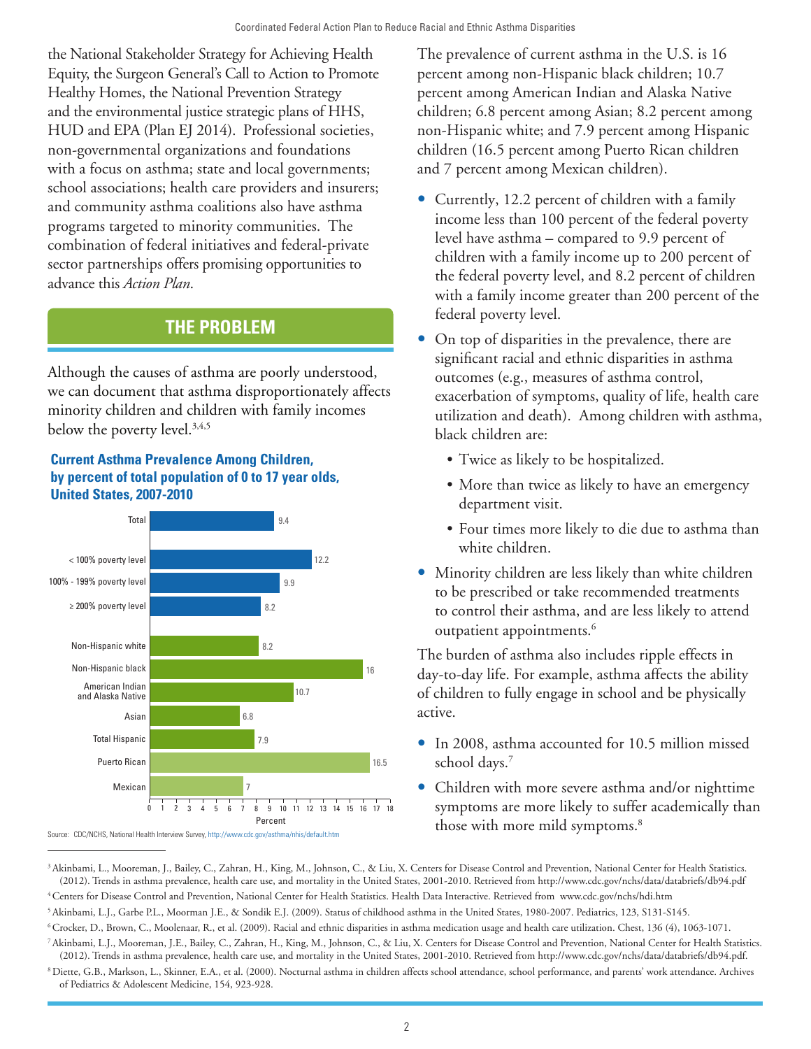the National Stakeholder Strategy for Achieving Health Equity, the Surgeon General's Call to Action to Promote Healthy Homes, the National Prevention Strategy and the environmental justice strategic plans of HHS, HUD and EPA (Plan EJ 2014). Professional societies, non-governmental organizations and foundations with a focus on asthma; state and local governments; school associations; health care providers and insurers; and community asthma coalitions also have asthma programs targeted to minority communities. The combination of federal initiatives and federal-private sector partnerships offers promising opportunities to advance this *Action Plan*.

## THE PROBLEM

Although the causes of asthma are poorly understood, we can document that asthma disproportionately affects minority children and children with family incomes below the poverty level.[3,4,5]

**Current Asthma Prevalence Among Children, by percent of total population of 0 to 17 year olds, United States, 2007-2010**

Total 9.4
< 100% poverty level 12.2
100% - 199% poverty level 9.9
≥ 200% poverty level 8.2
Non-Hispanic white 8.2
Non-Hispanic black 16
American Indian and Alaska Native 10.7
Asian 6.8
Total Hispanic 7.9
Puerto Rican 16.5
Mexican 7

0 1 2 3 4 5 6 7 8 9 10 11 12 13 14 15 16 17 18
Percent

Source: CDC/NCHS, National Health Interview Survey, http://www.cdc.gov/asthma/nhis/default.htm

The prevalence of current asthma in the U.S. is 16 percent among non-Hispanic black children; 10.7 percent among American Indian and Alaska Native children; 6.8 percent among Asian; 8.2 percent among non-Hispanic white; and 7.9 percent among Hispanic children (16.5 percent among Puerto Rican children and 7 percent among Mexican children).

- Currently, 12.2 percent of children with a family income less than 100 percent of the federal poverty level have asthma – compared to 9.9 percent of children with a family income up to 200 percent of the federal poverty level, and 8.2 percent of children with a family income greater than 200 percent of the federal poverty level.
- On top of disparities in the prevalence, there are significant racial and ethnic disparities in asthma outcomes (e.g., measures of asthma control, exacerbation of symptoms, quality of life, health care utilization and death). Among children with asthma, black children are:
  - Twice as likely to be hospitalized.
  - More than twice as likely to have an emergency department visit.
  - Four times more likely to die due to asthma than white children.
- Minority children are less likely than white children to be prescribed or take recommended treatments to control their asthma, and are less likely to attend outpatient appointments.[6]

The burden of asthma also includes ripple effects in day-to-day life. For example, asthma affects the ability of children to fully engage in school and be physically active.

- In 2008, asthma accounted for 10.5 million missed school days.[7]
- Children with more severe asthma and/or nighttime symptoms are more likely to suffer academically than those with more mild symptoms.[8]

---

[3] Akinbami, L., Mooreman, J., Bailey, C., Zahran, H., King, M., Johnson, C., & Liu, X. Centers for Disease Control and Prevention, National Center for Health Statistics. (2012). Trends in asthma prevalence, health care use, and mortality in the United States, 2001-2010. Retrieved from http://www.cdc.gov/nchs/data/databriefs/db94.pdf

[4] Centers for Disease Control and Prevention, National Center for Health Statistics. Health Data Interactive. Retrieved from www.cdc.gov/nchs/hdi.htm

[5] Akinbami, L.J., Garbe P.L., Moorman J.E., & Sondik E.J. (2009). Status of childhood asthma in the United States, 1980-2007. Pediatrics, 123, S131-S145.

[6] Crocker, D., Brown, C., Moolenaar, R., et al. (2009). Racial and ethnic disparities in asthma medication usage and health care utilization. Chest, 136 (4), 1063-1071.

[7] Akinbami, L.J., Mooreman, J.E., Bailey, C., Zahran, H., King, M., Johnson, C., & Liu, X. Centers for Disease Control and Prevention, National Center for Health Statistics. (2012). Trends in asthma prevalence, health care use, and mortality in the United States, 2001-2010. Retrieved from http://www.cdc.gov/nchs/data/databriefs/db94.pdf.

[8] Diette, G.B., Markson, L., Skinner, E.A., et al. (2000). Nocturnal asthma in children affects school attendance, school performance, and parents' work attendance. Archives of Pediatrics & Adolescent Medicine, 154, 923-928.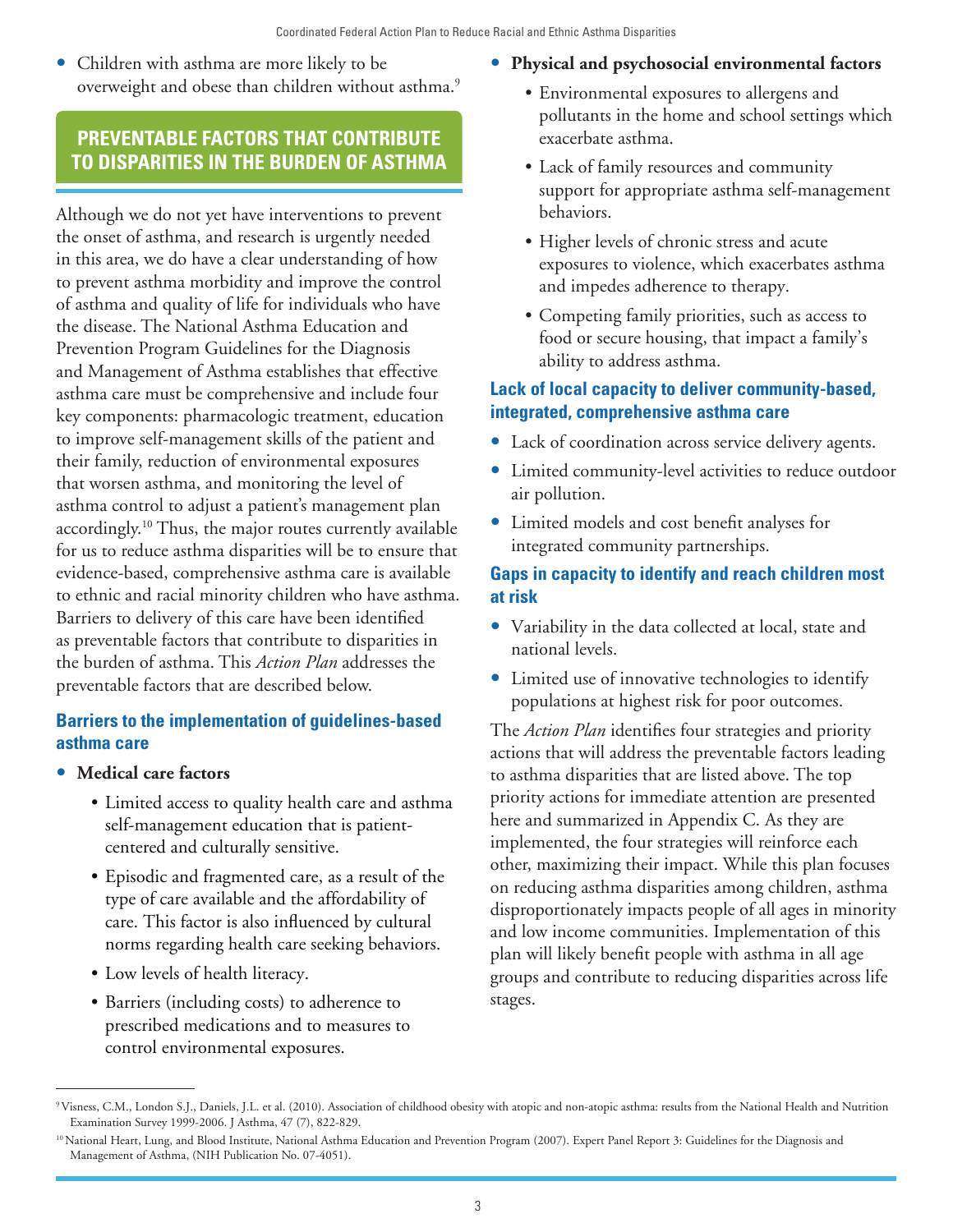- Children with asthma are more likely to be overweight and obese than children without asthma.[9]

## PREVENTABLE FACTORS THAT CONTRIBUTE TO DISPARITIES IN THE BURDEN OF ASTHMA

Although we do not yet have interventions to prevent the onset of asthma, and research is urgently needed in this area, we do have a clear understanding of how to prevent asthma morbidity and improve the control of asthma and quality of life for individuals who have the disease. The National Asthma Education and Prevention Program Guidelines for the Diagnosis and Management of Asthma establishes that effective asthma care must be comprehensive and include four key components: pharmacologic treatment, education to improve self-management skills of the patient and their family, reduction of environmental exposures that worsen asthma, and monitoring the level of asthma control to adjust a patient's management plan accordingly.[10] Thus, the major routes currently available for us to reduce asthma disparities will be to ensure that evidence-based, comprehensive asthma care is available to ethnic and racial minority children who have asthma. Barriers to delivery of this care have been identified as preventable factors that contribute to disparities in the burden of asthma. This *Action Plan* addresses the preventable factors that are described below.

### Barriers to the implementation of guidelines-based asthma care

- **Medical care factors**
  - Limited access to quality health care and asthma self-management education that is patient-centered and culturally sensitive.
  - Episodic and fragmented care, as a result of the type of care available and the affordability of care. This factor is also influenced by cultural norms regarding health care seeking behaviors.
  - Low levels of health literacy.
  - Barriers (including costs) to adherence to prescribed medications and to measures to control environmental exposures.
- **Physical and psychosocial environmental factors**
  - Environmental exposures to allergens and pollutants in the home and school settings which exacerbate asthma.
  - Lack of family resources and community support for appropriate asthma self-management behaviors.
  - Higher levels of chronic stress and acute exposures to violence, which exacerbates asthma and impedes adherence to therapy.
  - Competing family priorities, such as access to food or secure housing, that impact a family's ability to address asthma.

### Lack of local capacity to deliver community-based, integrated, comprehensive asthma care

- Lack of coordination across service delivery agents.
- Limited community-level activities to reduce outdoor air pollution.
- Limited models and cost benefit analyses for integrated community partnerships.

### Gaps in capacity to identify and reach children most at risk

- Variability in the data collected at local, state and national levels.
- Limited use of innovative technologies to identify populations at highest risk for poor outcomes.

The *Action Plan* identifies four strategies and priority actions that will address the preventable factors leading to asthma disparities that are listed above. The top priority actions for immediate attention are presented here and summarized in Appendix C. As they are implemented, the four strategies will reinforce each other, maximizing their impact. While this plan focuses on reducing asthma disparities among children, asthma disproportionately impacts people of all ages in minority and low income communities. Implementation of this plan will likely benefit people with asthma in all age groups and contribute to reducing disparities across life stages.

---

[9] Visness, C.M., London S.J., Daniels, J.L. et al. (2010). Association of childhood obesity with atopic and non-atopic asthma: results from the National Health and Nutrition Examination Survey 1999-2006. J Asthma, 47 (7), 822-829.

[10] National Heart, Lung, and Blood Institute, National Asthma Education and Prevention Program (2007). Expert Panel Report 3: Guidelines for the Diagnosis and Management of Asthma, (NIH Publication No. 07-4051).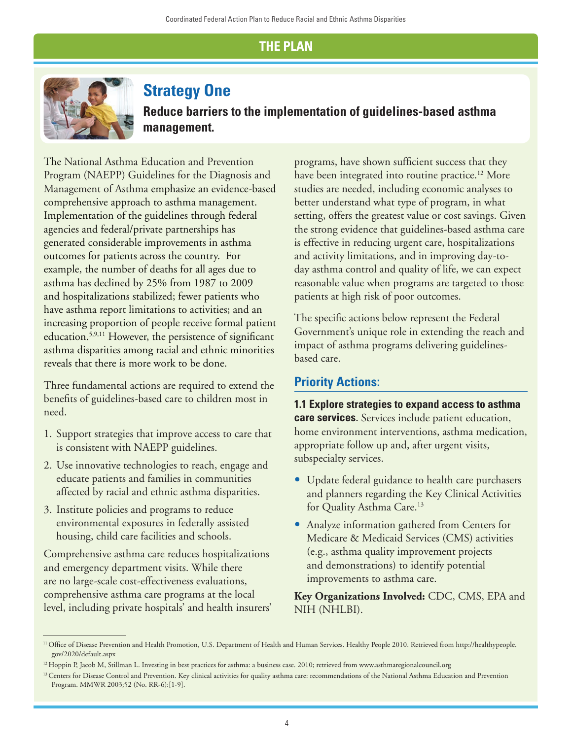## THE PLAN

# Strategy One

**Reduce barriers to the implementation of guidelines-based asthma management.**

The National Asthma Education and Prevention Program (NAEPP) Guidelines for the Diagnosis and Management of Asthma emphasize an evidence-based comprehensive approach to asthma management. Implementation of the guidelines through federal agencies and federal/private partnerships has generated considerable improvements in asthma outcomes for patients across the country. For example, the number of deaths for all ages due to asthma has declined by 25% from 1987 to 2009 and hospitalizations stabilized; fewer patients who have asthma report limitations to activities; and an increasing proportion of people receive formal patient education.[5,9,11] However, the persistence of significant asthma disparities among racial and ethnic minorities reveals that there is more work to be done.

Three fundamental actions are required to extend the benefits of guidelines-based care to children most in need.

1. Support strategies that improve access to care that is consistent with NAEPP guidelines.
2. Use innovative technologies to reach, engage and educate patients and families in communities affected by racial and ethnic asthma disparities.
3. Institute policies and programs to reduce environmental exposures in federally assisted housing, child care facilities and schools.

Comprehensive asthma care reduces hospitalizations and emergency department visits. While there are no large-scale cost-effectiveness evaluations, comprehensive asthma care programs at the local level, including private hospitals' and health insurers' programs, have shown sufficient success that they have been integrated into routine practice.[12] More studies are needed, including economic analyses to better understand what type of program, in what setting, offers the greatest value or cost savings. Given the strong evidence that guidelines-based asthma care is effective in reducing urgent care, hospitalizations and activity limitations, and in improving day-to-day asthma control and quality of life, we can expect reasonable value when programs are targeted to those patients at high risk of poor outcomes.

The specific actions below represent the Federal Government's unique role in extending the reach and impact of asthma programs delivering guidelines-based care.

## Priority Actions:

**1.1 Explore strategies to expand access to asthma care services.** Services include patient education, home environment interventions, asthma medication, appropriate follow up and, after urgent visits, subspecialty services.

- Update federal guidance to health care purchasers and planners regarding the Key Clinical Activities for Quality Asthma Care.[13]
- Analyze information gathered from Centers for Medicare & Medicaid Services (CMS) activities (e.g., asthma quality improvement projects and demonstrations) to identify potential improvements to asthma care.

**Key Organizations Involved:** CDC, CMS, EPA and NIH (NHLBI).

---

[11] Office of Disease Prevention and Health Promotion, U.S. Department of Health and Human Services. Healthy People 2010. Retrieved from http://healthypeople.gov/2020/default.aspx

[12] Hoppin P, Jacob M, Stillman L. Investing in best practices for asthma: a business case. 2010; retrieved from www.asthmaregionalcouncil.org

[13] Centers for Disease Control and Prevention. Key clinical activities for quality asthma care: recommendations of the National Asthma Education and Prevention Program. MMWR 2003;52 (No. RR-6):[1-9].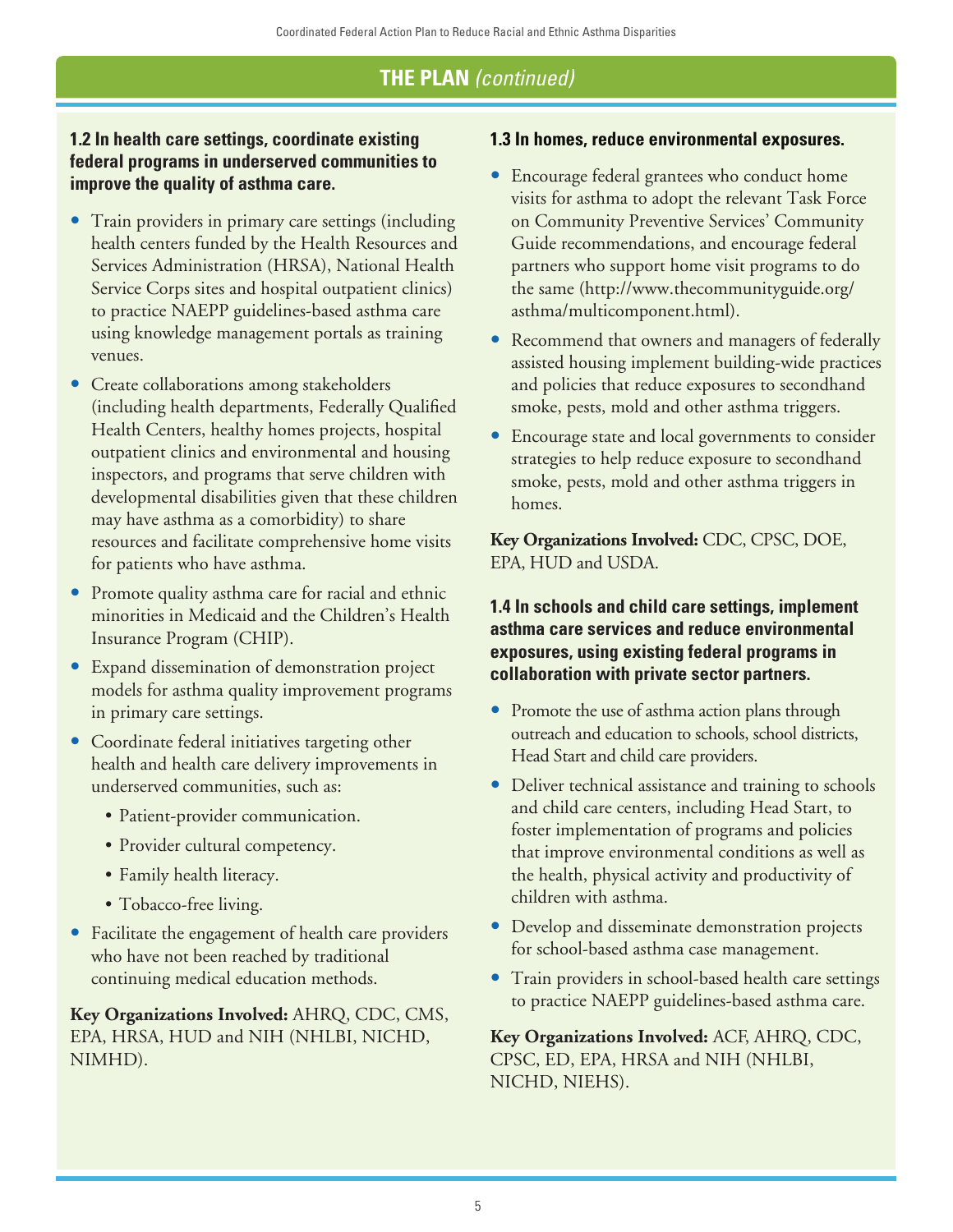## THE PLAN *(continued)*

### 1.2 In health care settings, coordinate existing federal programs in underserved communities to improve the quality of asthma care.

- Train providers in primary care settings (including health centers funded by the Health Resources and Services Administration (HRSA), National Health Service Corps sites and hospital outpatient clinics) to practice NAEPP guidelines-based asthma care using knowledge management portals as training venues.
- Create collaborations among stakeholders (including health departments, Federally Qualified Health Centers, healthy homes projects, hospital outpatient clinics and environmental and housing inspectors, and programs that serve children with developmental disabilities given that these children may have asthma as a comorbidity) to share resources and facilitate comprehensive home visits for patients who have asthma.
- Promote quality asthma care for racial and ethnic minorities in Medicaid and the Children's Health Insurance Program (CHIP).
- Expand dissemination of demonstration project models for asthma quality improvement programs in primary care settings.
- Coordinate federal initiatives targeting other health and health care delivery improvements in underserved communities, such as:
  - Patient-provider communication.
  - Provider cultural competency.
  - Family health literacy.
  - Tobacco-free living.
- Facilitate the engagement of health care providers who have not been reached by traditional continuing medical education methods.

**Key Organizations Involved:** AHRQ, CDC, CMS, EPA, HRSA, HUD and NIH (NHLBI, NICHD, NIMHD).

### 1.3 In homes, reduce environmental exposures.

- Encourage federal grantees who conduct home visits for asthma to adopt the relevant Task Force on Community Preventive Services' Community Guide recommendations, and encourage federal partners who support home visit programs to do the same (http://www.thecommunityguide.org/asthma/multicomponent.html).
- Recommend that owners and managers of federally assisted housing implement building-wide practices and policies that reduce exposures to secondhand smoke, pests, mold and other asthma triggers.
- Encourage state and local governments to consider strategies to help reduce exposure to secondhand smoke, pests, mold and other asthma triggers in homes.

**Key Organizations Involved:** CDC, CPSC, DOE, EPA, HUD and USDA.

### 1.4 In schools and child care settings, implement asthma care services and reduce environmental exposures, using existing federal programs in collaboration with private sector partners.

- Promote the use of asthma action plans through outreach and education to schools, school districts, Head Start and child care providers.
- Deliver technical assistance and training to schools and child care centers, including Head Start, to foster implementation of programs and policies that improve environmental conditions as well as the health, physical activity and productivity of children with asthma.
- Develop and disseminate demonstration projects for school-based asthma case management.
- Train providers in school-based health care settings to practice NAEPP guidelines-based asthma care.

**Key Organizations Involved:** ACF, AHRQ, CDC, CPSC, ED, EPA, HRSA and NIH (NHLBI, NICHD, NIEHS).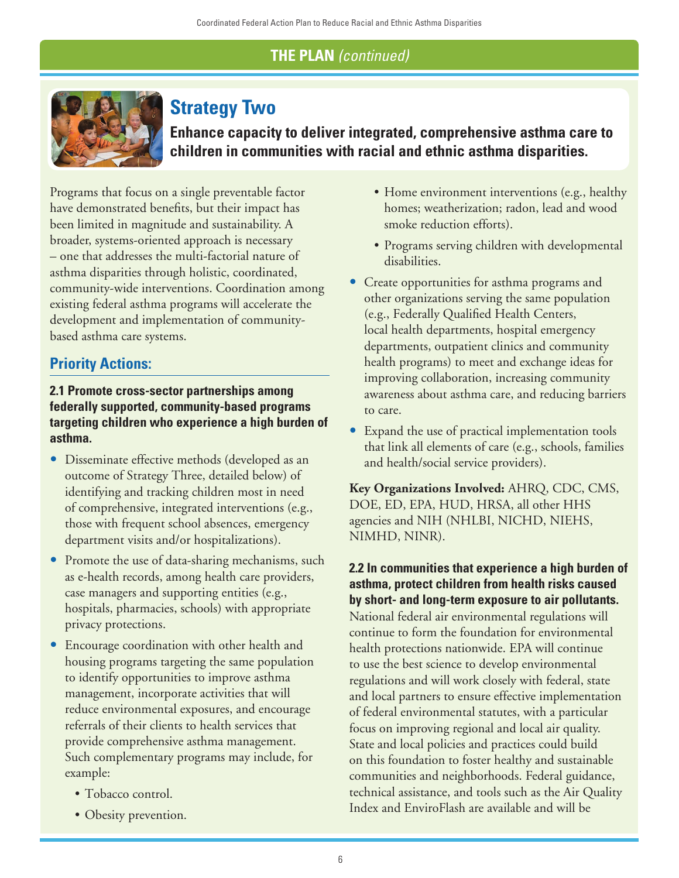## THE PLAN *(continued)*

## Strategy Two

**Enhance capacity to deliver integrated, comprehensive asthma care to children in communities with racial and ethnic asthma disparities.**

Programs that focus on a single preventable factor have demonstrated benefits, but their impact has been limited in magnitude and sustainability. A broader, systems-oriented approach is necessary – one that addresses the multi-factorial nature of asthma disparities through holistic, coordinated, community-wide interventions. Coordination among existing federal asthma programs will accelerate the development and implementation of community-based asthma care systems.

### Priority Actions:

**2.1 Promote cross-sector partnerships among federally supported, community-based programs targeting children who experience a high burden of asthma.**

- Disseminate effective methods (developed as an outcome of Strategy Three, detailed below) of identifying and tracking children most in need of comprehensive, integrated interventions (e.g., those with frequent school absences, emergency department visits and/or hospitalizations).
- Promote the use of data-sharing mechanisms, such as e-health records, among health care providers, case managers and supporting entities (e.g., hospitals, pharmacies, schools) with appropriate privacy protections.
- Encourage coordination with other health and housing programs targeting the same population to identify opportunities to improve asthma management, incorporate activities that will reduce environmental exposures, and encourage referrals of their clients to health services that provide comprehensive asthma management. Such complementary programs may include, for example:
  - Tobacco control.
  - Obesity prevention.
  - Home environment interventions (e.g., healthy homes; weatherization; radon, lead and wood smoke reduction efforts).
  - Programs serving children with developmental disabilities.
- Create opportunities for asthma programs and other organizations serving the same population (e.g., Federally Qualified Health Centers, local health departments, hospital emergency departments, outpatient clinics and community health programs) to meet and exchange ideas for improving collaboration, increasing community awareness about asthma care, and reducing barriers to care.
- Expand the use of practical implementation tools that link all elements of care (e.g., schools, families and health/social service providers).

**Key Organizations Involved:** AHRQ, CDC, CMS, DOE, ED, EPA, HUD, HRSA, all other HHS agencies and NIH (NHLBI, NICHD, NIEHS, NIMHD, NINR).

**2.2 In communities that experience a high burden of asthma, protect children from health risks caused by short- and long-term exposure to air pollutants.**

National federal air environmental regulations will continue to form the foundation for environmental health protections nationwide. EPA will continue to use the best science to develop environmental regulations and will work closely with federal, state and local partners to ensure effective implementation of federal environmental statutes, with a particular focus on improving regional and local air quality. State and local policies and practices could build on this foundation to foster healthy and sustainable communities and neighborhoods. Federal guidance, technical assistance, and tools such as the Air Quality Index and EnviroFlash are available and will be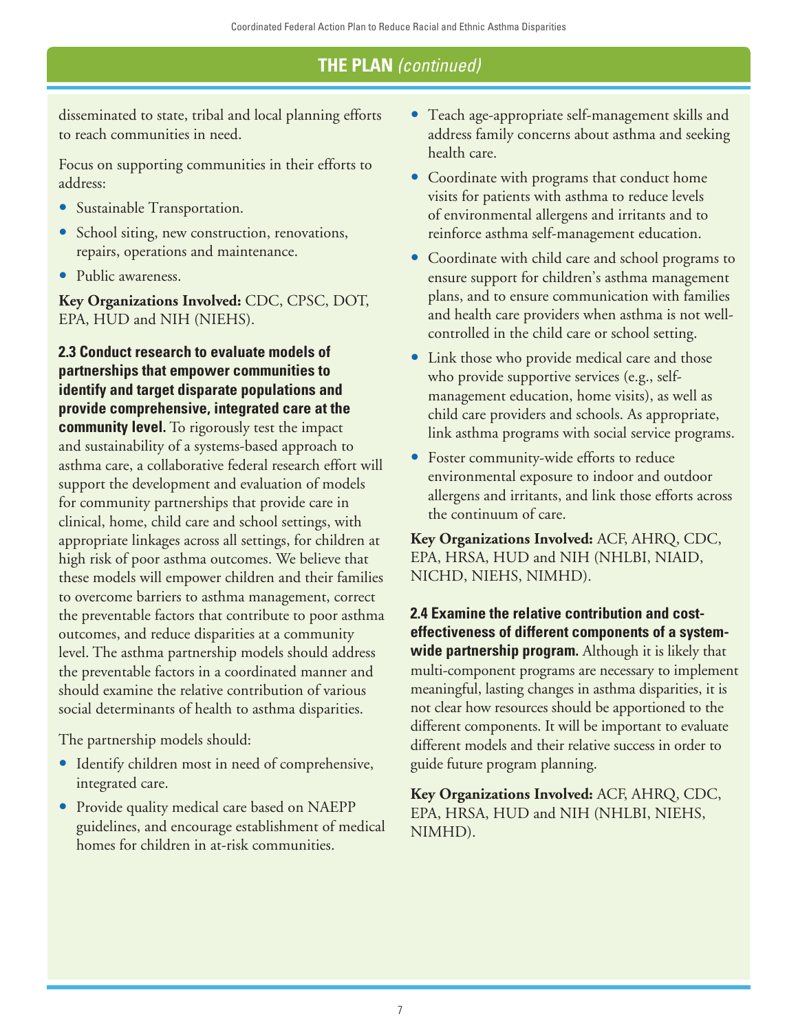## THE PLAN *(continued)*

disseminated to state, tribal and local planning efforts to reach communities in need.

Focus on supporting communities in their efforts to address:

- Sustainable Transportation.
- School siting, new construction, renovations, repairs, operations and maintenance.
- Public awareness.

**Key Organizations Involved:** CDC, CPSC, DOT, EPA, HUD and NIH (NIEHS).

**2.3 Conduct research to evaluate models of partnerships that empower communities to identify and target disparate populations and provide comprehensive, integrated care at the community level.** To rigorously test the impact and sustainability of a systems-based approach to asthma care, a collaborative federal research effort will support the development and evaluation of models for community partnerships that provide care in clinical, home, child care and school settings, with appropriate linkages across all settings, for children at high risk of poor asthma outcomes. We believe that these models will empower children and their families to overcome barriers to asthma management, correct the preventable factors that contribute to poor asthma outcomes, and reduce disparities at a community level. The asthma partnership models should address the preventable factors in a coordinated manner and should examine the relative contribution of various social determinants of health to asthma disparities.

The partnership models should:

- Identify children most in need of comprehensive, integrated care.
- Provide quality medical care based on NAEPP guidelines, and encourage establishment of medical homes for children in at-risk communities.
- Teach age-appropriate self-management skills and address family concerns about asthma and seeking health care.
- Coordinate with programs that conduct home visits for patients with asthma to reduce levels of environmental allergens and irritants and to reinforce asthma self-management education.
- Coordinate with child care and school programs to ensure support for children's asthma management plans, and to ensure communication with families and health care providers when asthma is not well-controlled in the child care or school setting.
- Link those who provide medical care and those who provide supportive services (e.g., self-management education, home visits), as well as child care providers and schools. As appropriate, link asthma programs with social service programs.
- Foster community-wide efforts to reduce environmental exposure to indoor and outdoor allergens and irritants, and link those efforts across the continuum of care.

**Key Organizations Involved:** ACF, AHRQ, CDC, EPA, HRSA, HUD and NIH (NHLBI, NIAID, NICHD, NIEHS, NIMHD).

**2.4 Examine the relative contribution and cost-effectiveness of different components of a system-wide partnership program.** Although it is likely that multi-component programs are necessary to implement meaningful, lasting changes in asthma disparities, it is not clear how resources should be apportioned to the different components. It will be important to evaluate different models and their relative success in order to guide future program planning.

**Key Organizations Involved:** ACF, AHRQ, CDC, EPA, HRSA, HUD and NIH (NHLBI, NIEHS, NIMHD).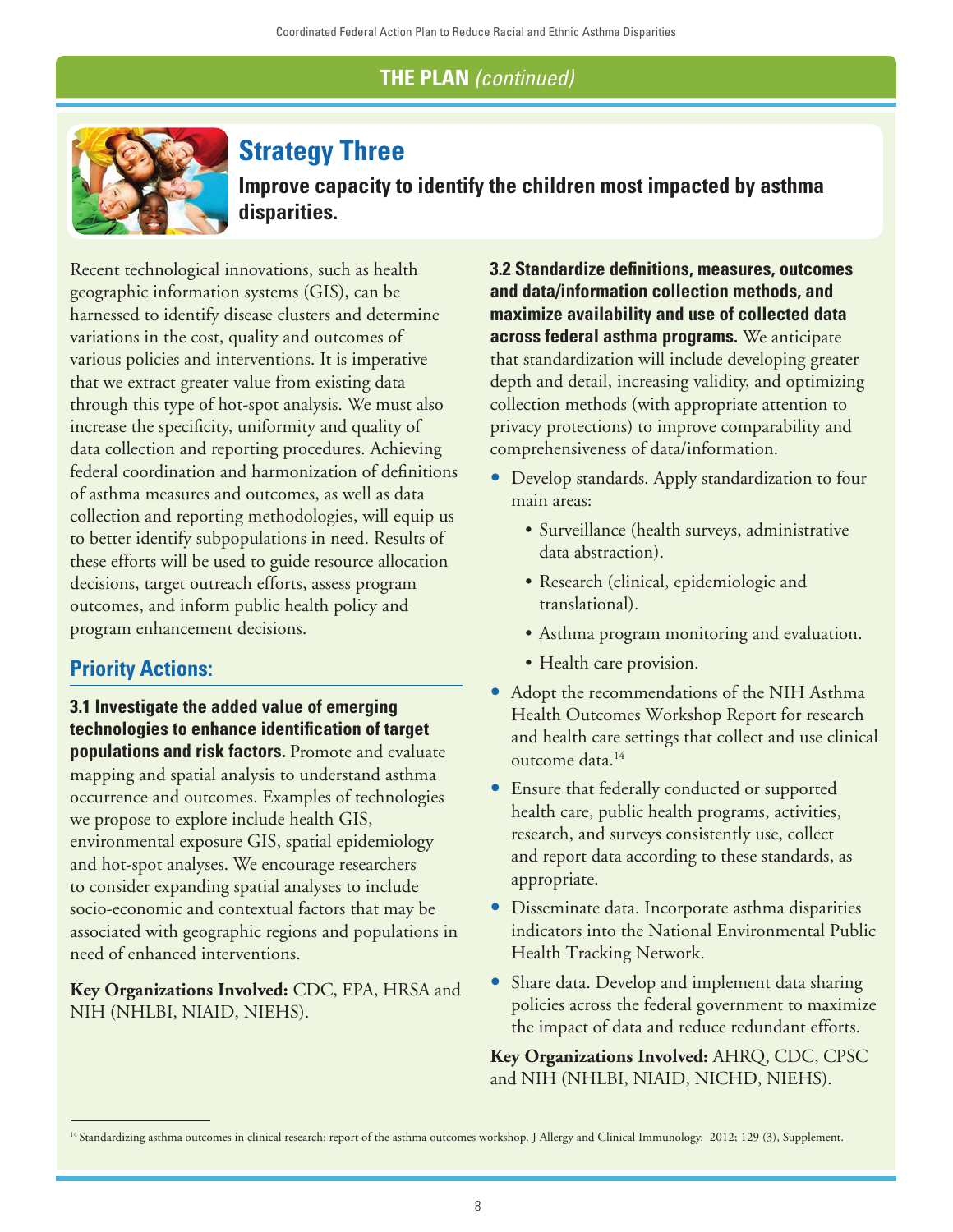## THE PLAN *(continued)*

## Strategy Three

**Improve capacity to identify the children most impacted by asthma disparities.**

Recent technological innovations, such as health geographic information systems (GIS), can be harnessed to identify disease clusters and determine variations in the cost, quality and outcomes of various policies and interventions. It is imperative that we extract greater value from existing data through this type of hot-spot analysis. We must also increase the specificity, uniformity and quality of data collection and reporting procedures. Achieving federal coordination and harmonization of definitions of asthma measures and outcomes, as well as data collection and reporting methodologies, will equip us to better identify subpopulations in need. Results of these efforts will be used to guide resource allocation decisions, target outreach efforts, assess program outcomes, and inform public health policy and program enhancement decisions.

### Priority Actions:

**3.1 Investigate the added value of emerging technologies to enhance identification of target populations and risk factors.** Promote and evaluate mapping and spatial analysis to understand asthma occurrence and outcomes. Examples of technologies we propose to explore include health GIS, environmental exposure GIS, spatial epidemiology and hot-spot analyses. We encourage researchers to consider expanding spatial analyses to include socio-economic and contextual factors that may be associated with geographic regions and populations in need of enhanced interventions.

**Key Organizations Involved:** CDC, EPA, HRSA and NIH (NHLBI, NIAID, NIEHS).

**3.2 Standardize definitions, measures, outcomes and data/information collection methods, and maximize availability and use of collected data across federal asthma programs.** We anticipate that standardization will include developing greater depth and detail, increasing validity, and optimizing collection methods (with appropriate attention to privacy protections) to improve comparability and comprehensiveness of data/information.

- Develop standards. Apply standardization to four main areas:
  - Surveillance (health surveys, administrative data abstraction).
  - Research (clinical, epidemiologic and translational).
  - Asthma program monitoring and evaluation.
  - Health care provision.
- Adopt the recommendations of the NIH Asthma Health Outcomes Workshop Report for research and health care settings that collect and use clinical outcome data.[14]
- Ensure that federally conducted or supported health care, public health programs, activities, research, and surveys consistently use, collect and report data according to these standards, as appropriate.
- Disseminate data. Incorporate asthma disparities indicators into the National Environmental Public Health Tracking Network.
- Share data. Develop and implement data sharing policies across the federal government to maximize the impact of data and reduce redundant efforts.

**Key Organizations Involved:** AHRQ, CDC, CPSC and NIH (NHLBI, NIAID, NICHD, NIEHS).

---

[14] Standardizing asthma outcomes in clinical research: report of the asthma outcomes workshop. J Allergy and Clinical Immunology. 2012; 129 (3), Supplement.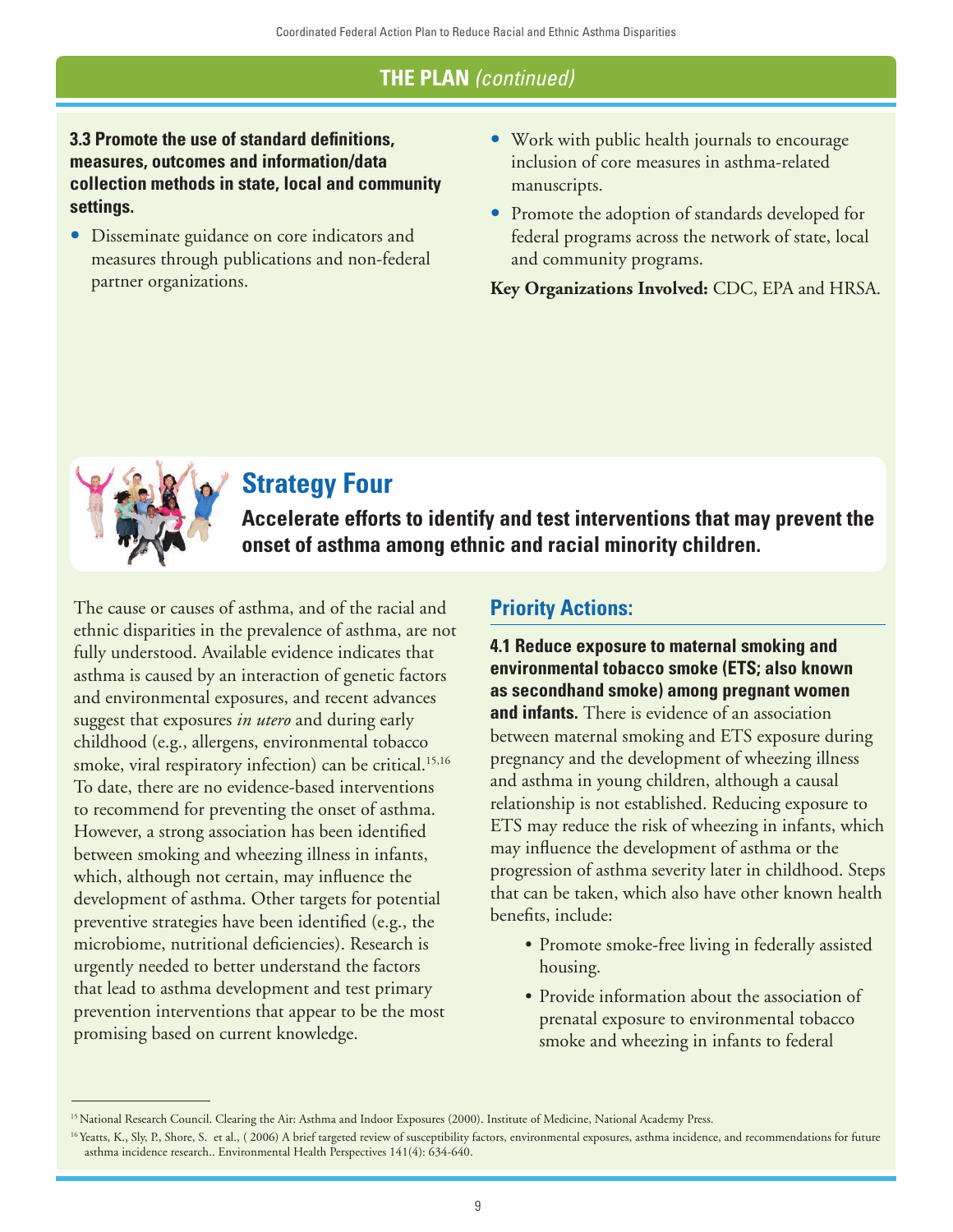## THE PLAN *(continued)*

**3.3 Promote the use of standard definitions, measures, outcomes and information/data collection methods in state, local and community settings.**

- Disseminate guidance on core indicators and measures through publications and non-federal partner organizations.
- Work with public health journals to encourage inclusion of core measures in asthma-related manuscripts.
- Promote the adoption of standards developed for federal programs across the network of state, local and community programs.

**Key Organizations Involved:** CDC, EPA and HRSA.

## Strategy Four

**Accelerate efforts to identify and test interventions that may prevent the onset of asthma among ethnic and racial minority children.**

The cause or causes of asthma, and of the racial and ethnic disparities in the prevalence of asthma, are not fully understood. Available evidence indicates that asthma is caused by an interaction of genetic factors and environmental exposures, and recent advances suggest that exposures *in utero* and during early childhood (e.g., allergens, environmental tobacco smoke, viral respiratory infection) can be critical.[15,16] To date, there are no evidence-based interventions to recommend for preventing the onset of asthma. However, a strong association has been identified between smoking and wheezing illness in infants, which, although not certain, may influence the development of asthma. Other targets for potential preventive strategies have been identified (e.g., the microbiome, nutritional deficiencies). Research is urgently needed to better understand the factors that lead to asthma development and test primary prevention interventions that appear to be the most promising based on current knowledge.

### Priority Actions:

**4.1 Reduce exposure to maternal smoking and environmental tobacco smoke (ETS; also known as secondhand smoke) among pregnant women and infants.** There is evidence of an association between maternal smoking and ETS exposure during pregnancy and the development of wheezing illness and asthma in young children, although a causal relationship is not established. Reducing exposure to ETS may reduce the risk of wheezing in infants, which may influence the development of asthma or the progression of asthma severity later in childhood. Steps that can be taken, which also have other known health benefits, include:

- Promote smoke-free living in federally assisted housing.
- Provide information about the association of prenatal exposure to environmental tobacco smoke and wheezing in infants to federal

---

[15] National Research Council. Clearing the Air: Asthma and Indoor Exposures (2000). Institute of Medicine, National Academy Press.

[16] Yeatts, K., Sly, P., Shore, S. et al., ( 2006) A brief targeted review of susceptibility factors, environmental exposures, asthma incidence, and recommendations for future asthma incidence research.. Environmental Health Perspectives 141(4): 634-640.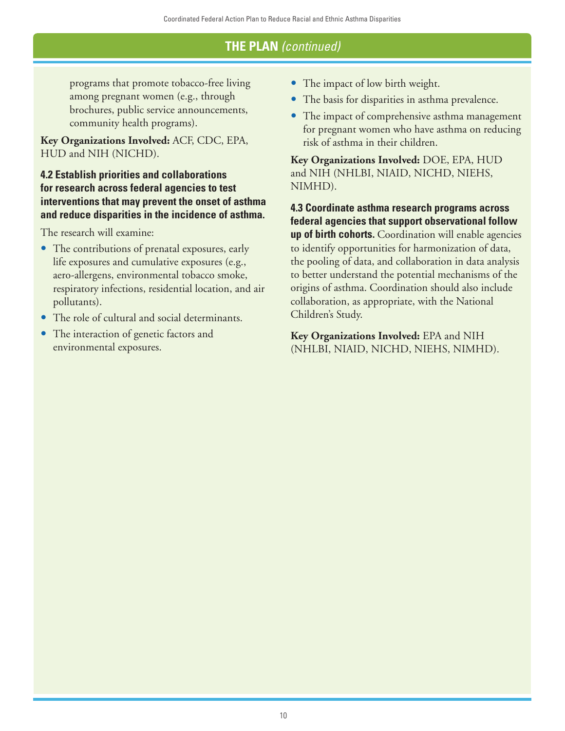programs that promote tobacco-free living among pregnant women (e.g., through brochures, public service announcements, community health programs).

**Key Organizations Involved:** ACF, CDC, EPA, HUD and NIH (NICHD).

**4.2 Establish priorities and collaborations for research across federal agencies to test interventions that may prevent the onset of asthma and reduce disparities in the incidence of asthma.**

The research will examine:

- The contributions of prenatal exposures, early life exposures and cumulative exposures (e.g., aero-allergens, environmental tobacco smoke, respiratory infections, residential location, and air pollutants).
- The role of cultural and social determinants.
- The interaction of genetic factors and environmental exposures.
- The impact of low birth weight.
- The basis for disparities in asthma prevalence.
- The impact of comprehensive asthma management for pregnant women who have asthma on reducing risk of asthma in their children.

**Key Organizations Involved:** DOE, EPA, HUD and NIH (NHLBI, NIAID, NICHD, NIEHS, NIMHD).

**4.3 Coordinate asthma research programs across federal agencies that support observational follow up of birth cohorts.** Coordination will enable agencies to identify opportunities for harmonization of data, the pooling of data, and collaboration in data analysis to better understand the potential mechanisms of the origins of asthma. Coordination should also include collaboration, as appropriate, with the National Children's Study.

**Key Organizations Involved:** EPA and NIH (NHLBI, NIAID, NICHD, NIEHS, NIMHD).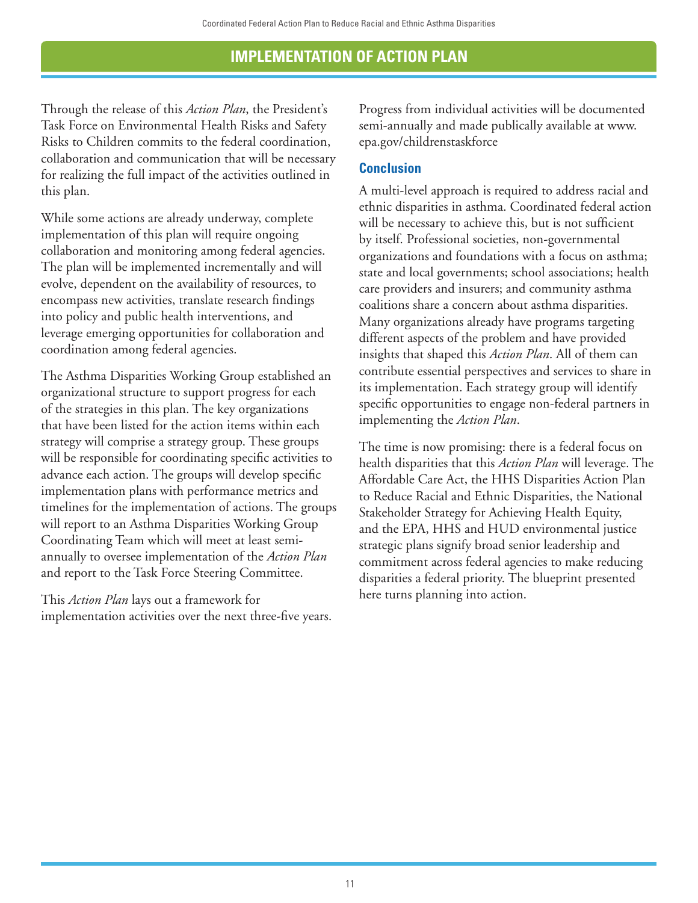# IMPLEMENTATION OF ACTION PLAN

Through the release of this *Action Plan*, the President's Task Force on Environmental Health Risks and Safety Risks to Children commits to the federal coordination, collaboration and communication that will be necessary for realizing the full impact of the activities outlined in this plan.

While some actions are already underway, complete implementation of this plan will require ongoing collaboration and monitoring among federal agencies. The plan will be implemented incrementally and will evolve, dependent on the availability of resources, to encompass new activities, translate research findings into policy and public health interventions, and leverage emerging opportunities for collaboration and coordination among federal agencies.

The Asthma Disparities Working Group established an organizational structure to support progress for each of the strategies in this plan. The key organizations that have been listed for the action items within each strategy will comprise a strategy group. These groups will be responsible for coordinating specific activities to advance each action. The groups will develop specific implementation plans with performance metrics and timelines for the implementation of actions. The groups will report to an Asthma Disparities Working Group Coordinating Team which will meet at least semi-annually to oversee implementation of the *Action Plan* and report to the Task Force Steering Committee.

This *Action Plan* lays out a framework for implementation activities over the next three-five years. Progress from individual activities will be documented semi-annually and made publically available at www.epa.gov/childrenstaskforce

## Conclusion

A multi-level approach is required to address racial and ethnic disparities in asthma. Coordinated federal action will be necessary to achieve this, but is not sufficient by itself. Professional societies, non-governmental organizations and foundations with a focus on asthma; state and local governments; school associations; health care providers and insurers; and community asthma coalitions share a concern about asthma disparities. Many organizations already have programs targeting different aspects of the problem and have provided insights that shaped this *Action Plan*. All of them can contribute essential perspectives and services to share in its implementation. Each strategy group will identify specific opportunities to engage non-federal partners in implementing the *Action Plan*.

The time is now promising: there is a federal focus on health disparities that this *Action Plan* will leverage. The Affordable Care Act, the HHS Disparities Action Plan to Reduce Racial and Ethnic Disparities, the National Stakeholder Strategy for Achieving Health Equity, and the EPA, HHS and HUD environmental justice strategic plans signify broad senior leadership and commitment across federal agencies to make reducing disparities a federal priority. The blueprint presented here turns planning into action.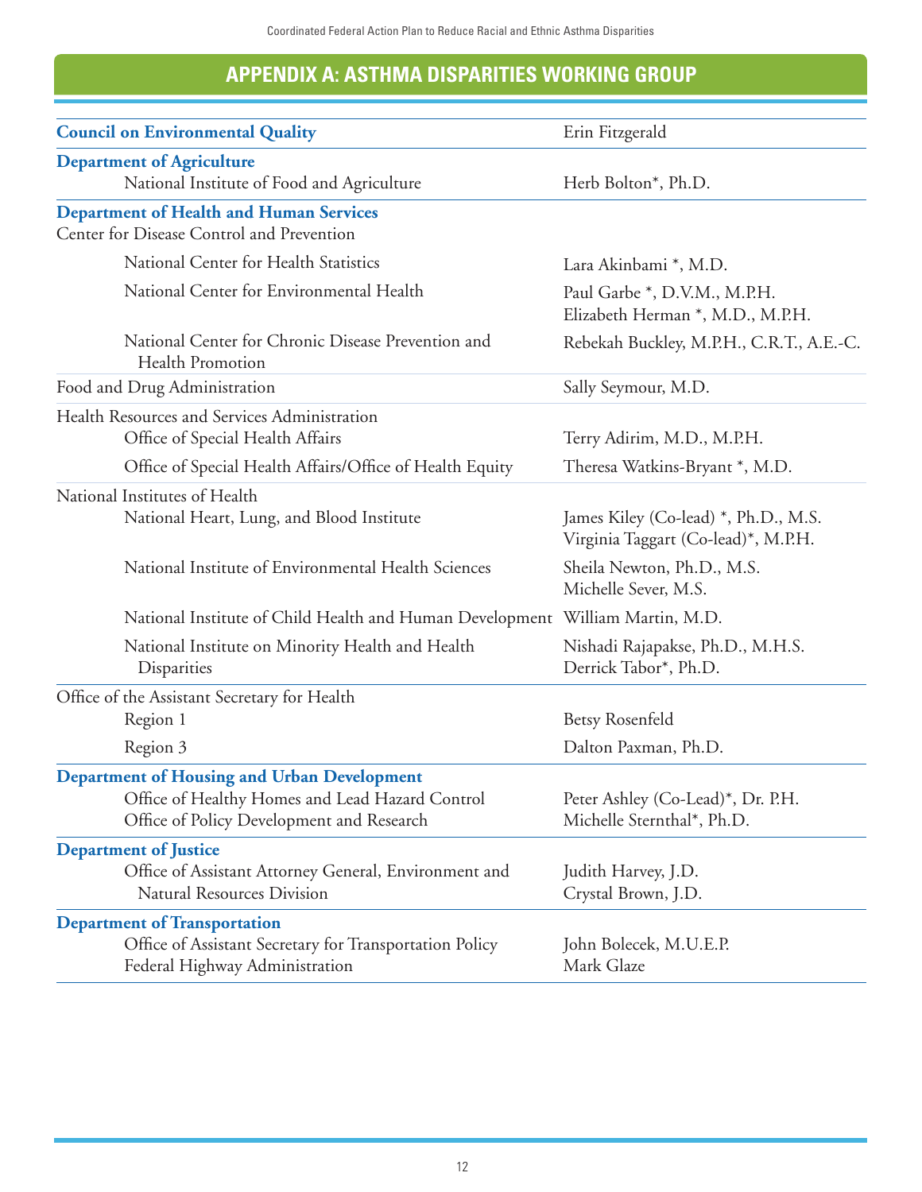## APPENDIX A: ASTHMA DISPARITIES WORKING GROUP

| | |
|---|---|
| **Council on Environmental Quality** | Erin Fitzgerald |
| **Department of Agriculture** | |
| National Institute of Food and Agriculture | Herb Bolton*, Ph.D. |
| **Department of Health and Human Services** | |
| Center for Disease Control and Prevention | |
| National Center for Health Statistics | Lara Akinbami *, M.D. |
| National Center for Environmental Health | Paul Garbe *, D.V.M., M.P.H.<br>Elizabeth Herman *, M.D., M.P.H. |
| National Center for Chronic Disease Prevention and Health Promotion | Rebekah Buckley, M.P.H., C.R.T., A.E.-C. |
| Food and Drug Administration | Sally Seymour, M.D. |
| Health Resources and Services Administration | |
| Office of Special Health Affairs | Terry Adirim, M.D., M.P.H. |
| Office of Special Health Affairs/Office of Health Equity | Theresa Watkins-Bryant *, M.D. |
| National Institutes of Health | |
| National Heart, Lung, and Blood Institute | James Kiley (Co-lead) *, Ph.D., M.S.<br>Virginia Taggart (Co-lead)*, M.P.H. |
| National Institute of Environmental Health Sciences | Sheila Newton, Ph.D., M.S.<br>Michelle Sever, M.S. |
| National Institute of Child Health and Human Development | William Martin, M.D. |
| National Institute on Minority Health and Health Disparities | Nishadi Rajapakse, Ph.D., M.H.S.<br>Derrick Tabor*, Ph.D. |
| Office of the Assistant Secretary for Health | |
| Region 1 | Betsy Rosenfeld |
| Region 3 | Dalton Paxman, Ph.D. |
| **Department of Housing and Urban Development** | |
| Office of Healthy Homes and Lead Hazard Control | Peter Ashley (Co-Lead)*, Dr. P.H. |
| Office of Policy Development and Research | Michelle Sternthal*, Ph.D. |
| **Department of Justice** | |
| Office of Assistant Attorney General, Environment and Natural Resources Division | Judith Harvey, J.D.<br>Crystal Brown, J.D. |
| **Department of Transportation** | |
| Office of Assistant Secretary for Transportation Policy | John Bolecek, M.U.E.P. |
| Federal Highway Administration | Mark Glaze |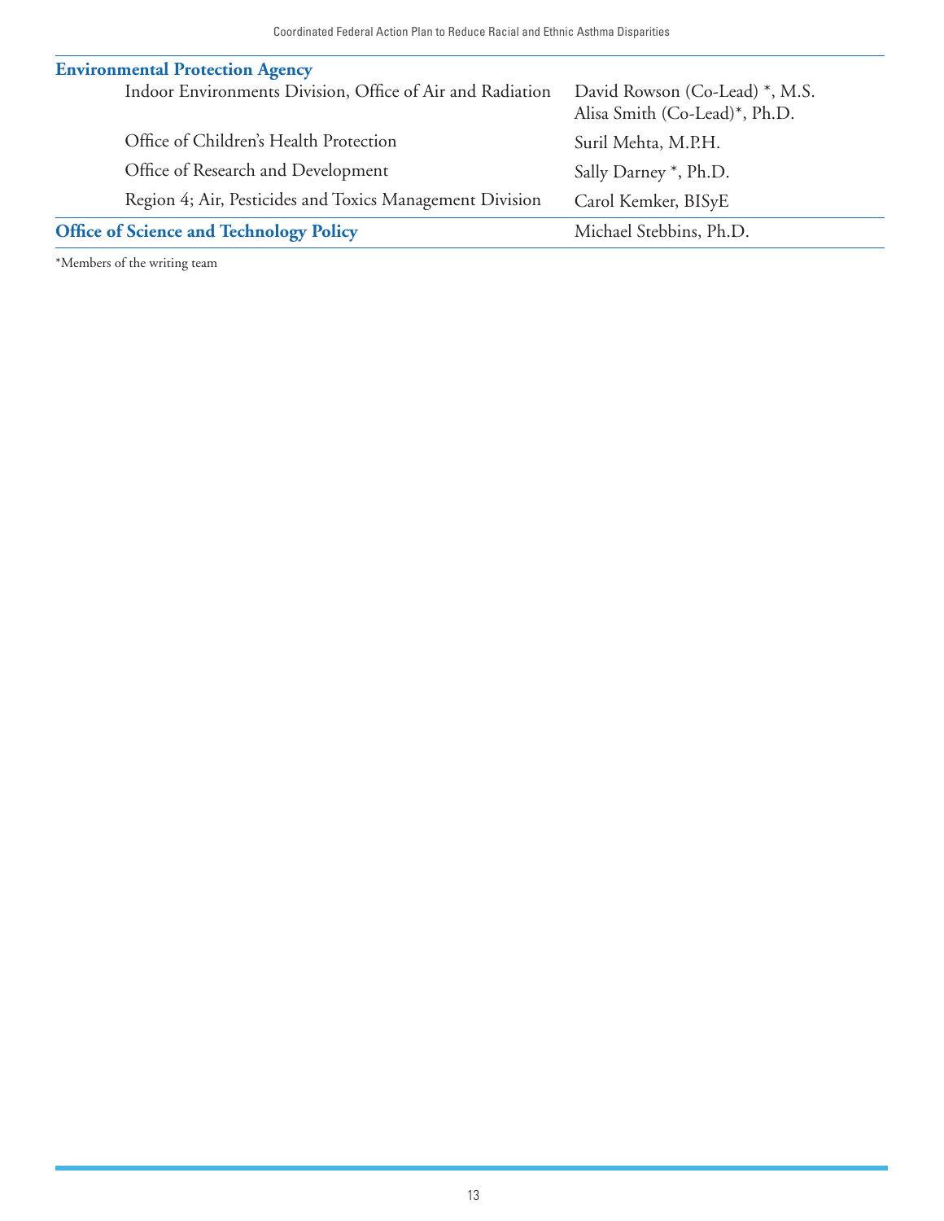| | |
|---|---|
| **Environmental Protection Agency** | |
| Indoor Environments Division, Office of Air and Radiation | David Rowson (Co-Lead) *, M.S.<br>Alisa Smith (Co-Lead)*, Ph.D. |
| Office of Children's Health Protection | Suril Mehta, M.P.H. |
| Office of Research and Development | Sally Darney *, Ph.D. |
| Region 4; Air, Pesticides and Toxics Management Division | Carol Kemker, BISyE |
| **Office of Science and Technology Policy** | Michael Stebbins, Ph.D. |

*Members of the writing team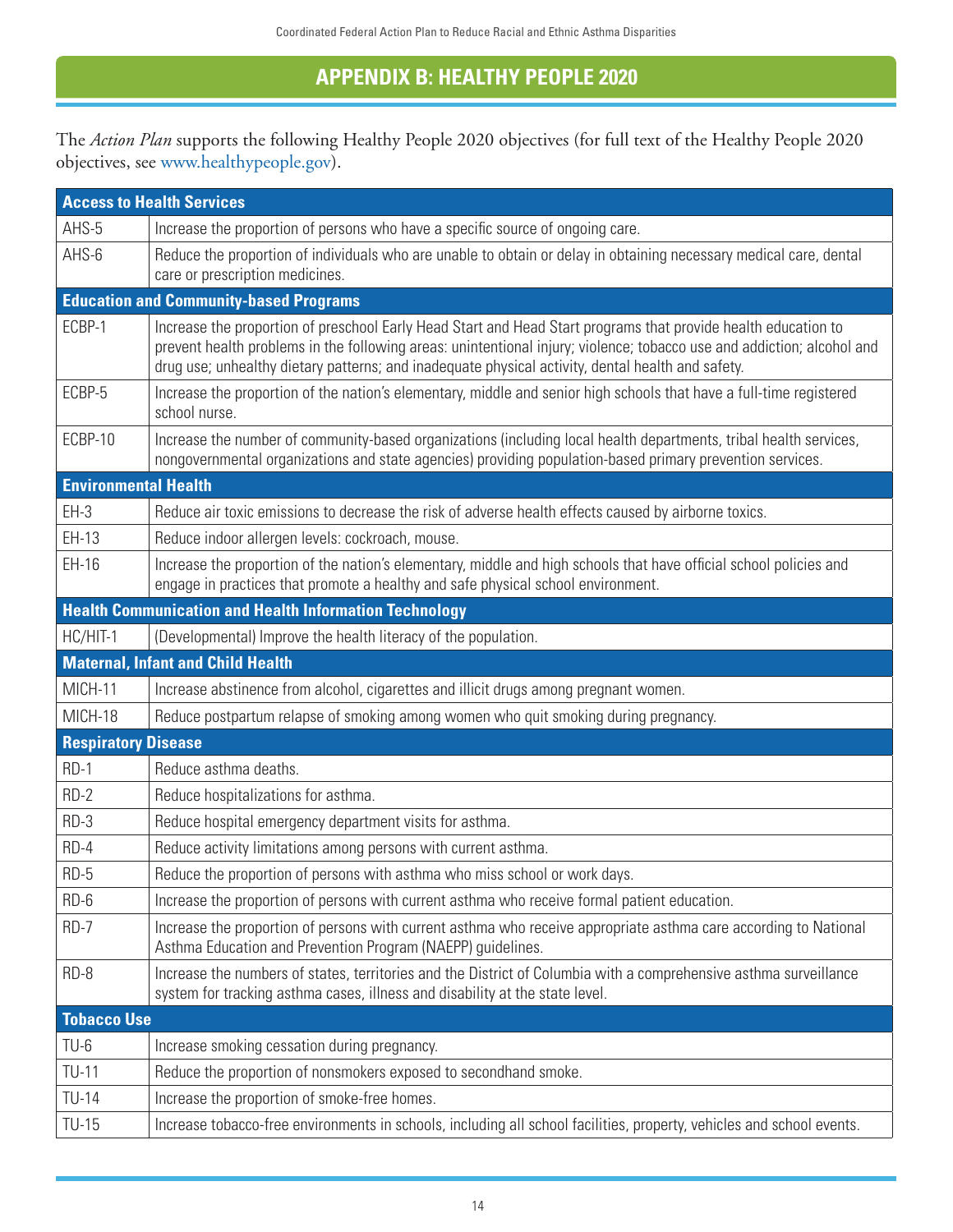## APPENDIX B: HEALTHY PEOPLE 2020

The *Action Plan* supports the following Healthy People 2020 objectives (for full text of the Healthy People 2020 objectives, see www.healthypeople.gov).

| | |
|---|---|
| **Access to Health Services** | |
| AHS-5 | Increase the proportion of persons who have a specific source of ongoing care. |
| AHS-6 | Reduce the proportion of individuals who are unable to obtain or delay in obtaining necessary medical care, dental care or prescription medicines. |
| **Education and Community-based Programs** | |
| ECBP-1 | Increase the proportion of preschool Early Head Start and Head Start programs that provide health education to prevent health problems in the following areas: unintentional injury; violence; tobacco use and addiction; alcohol and drug use; unhealthy dietary patterns; and inadequate physical activity, dental health and safety. |
| ECBP-5 | Increase the proportion of the nation's elementary, middle and senior high schools that have a full-time registered school nurse. |
| ECBP-10 | Increase the number of community-based organizations (including local health departments, tribal health services, nongovernmental organizations and state agencies) providing population-based primary prevention services. |
| **Environmental Health** | |
| EH-3 | Reduce air toxic emissions to decrease the risk of adverse health effects caused by airborne toxics. |
| EH-13 | Reduce indoor allergen levels: cockroach, mouse. |
| EH-16 | Increase the proportion of the nation's elementary, middle and high schools that have official school policies and engage in practices that promote a healthy and safe physical school environment. |
| **Health Communication and Health Information Technology** | |
| HC/HIT-1 | (Developmental) Improve the health literacy of the population. |
| **Maternal, Infant and Child Health** | |
| MICH-11 | Increase abstinence from alcohol, cigarettes and illicit drugs among pregnant women. |
| MICH-18 | Reduce postpartum relapse of smoking among women who quit smoking during pregnancy. |
| **Respiratory Disease** | |
| RD-1 | Reduce asthma deaths. |
| RD-2 | Reduce hospitalizations for asthma. |
| RD-3 | Reduce hospital emergency department visits for asthma. |
| RD-4 | Reduce activity limitations among persons with current asthma. |
| RD-5 | Reduce the proportion of persons with asthma who miss school or work days. |
| RD-6 | Increase the proportion of persons with current asthma who receive formal patient education. |
| RD-7 | Increase the proportion of persons with current asthma who receive appropriate asthma care according to National Asthma Education and Prevention Program (NAEPP) guidelines. |
| RD-8 | Increase the numbers of states, territories and the District of Columbia with a comprehensive asthma surveillance system for tracking asthma cases, illness and disability at the state level. |
| **Tobacco Use** | |
| TU-6 | Increase smoking cessation during pregnancy. |
| TU-11 | Reduce the proportion of nonsmokers exposed to secondhand smoke. |
| TU-14 | Increase the proportion of smoke-free homes. |
| TU-15 | Increase tobacco-free environments in schools, including all school facilities, property, vehicles and school events. |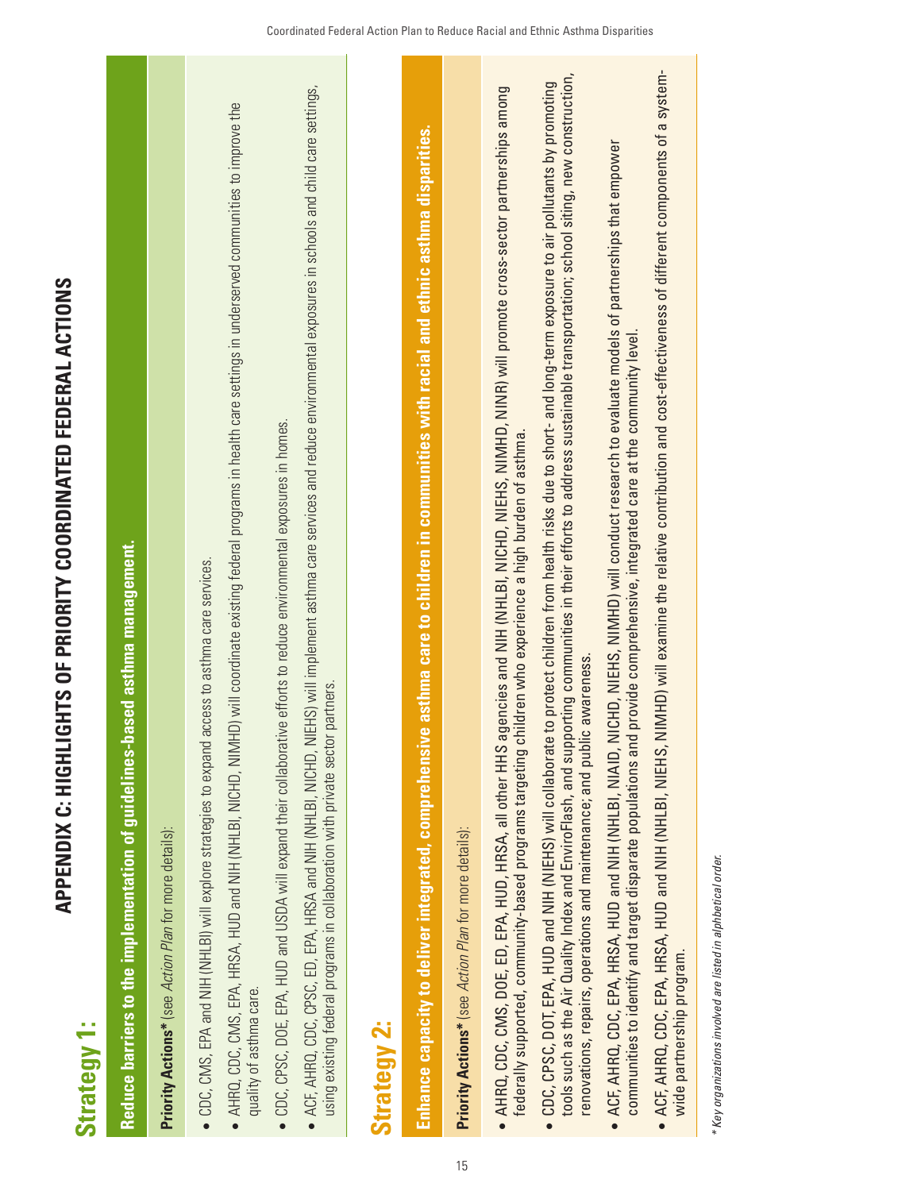# APPENDIX C: HIGHLIGHTS OF PRIORITY COORDINATED FEDERAL ACTIONS

## Strategy 1:

### Reduce barriers to the implementation of guidelines-based asthma management.

**Priority Actions*** (see *Action Plan* for more details):

- CDC, CMS, EPA and NIH (NHLBI) will explore strategies to expand access to asthma care services.
- AHRQ, CDC, CMS, EPA, HRSA, HUD and NIH (NHLBI, NICHD, NIMHD) will coordinate existing federal programs in health care settings in underserved communities to improve the quality of asthma care.
- CDC, CPSC, DOE, EPA, HUD and USDA will expand their collaborative efforts to reduce environmental exposures in homes.
- ACF, AHRQ, CDC, CPSC, ED, EPA, HRSA and NIH (NHLBI, NICHD, NIEHS) will implement asthma care services and reduce environmental exposures in schools and child care settings, using existing federal programs in collaboration with private sector partners.

## Strategy 2:

### Enhance capacity to deliver integrated, comprehensive asthma care to children in communities with racial and ethnic asthma disparities.

**Priority Actions*** (see *Action Plan* for more details):

- AHRQ, CDC, CMS, DOE, ED, EPA, HUD, HRSA, all other HHS agencies and NIH (NHLBI, NICHD, NIEHS, NIMHD, NINR) will promote cross-sector partnerships among federally supported, community-based programs targeting children who experience a high burden of asthma.
- CDC, CPSC, DOT, EPA, HUD and NIH (NIEHS) will collaborate to protect children from health risks due to short- and long-term exposure to air pollutants by promoting tools such as the Air Quality Index and EnviroFlash, and supporting communities in their efforts to address sustainable transportation; school siting, new construction, renovations, repairs, operations and maintenance; and public awareness.
- ACF, AHRQ, CDC, EPA, HRSA, HUD and NIH (NHLBI, NIAID, NICHD, NIEHS, NIMHD) will conduct research to evaluate models of partnerships that empower communities to identify and target disparate populations and provide comprehensive, integrated care at the community level.
- ACF, AHRQ, CDC, EPA, HRSA, HUD and NIH (NHLBI, NIEHS, NIMHD) will examine the relative contribution and cost-effectiveness of different components of a system-wide partnership program.

*\* Key organizations involved are listed in alphbetical order.*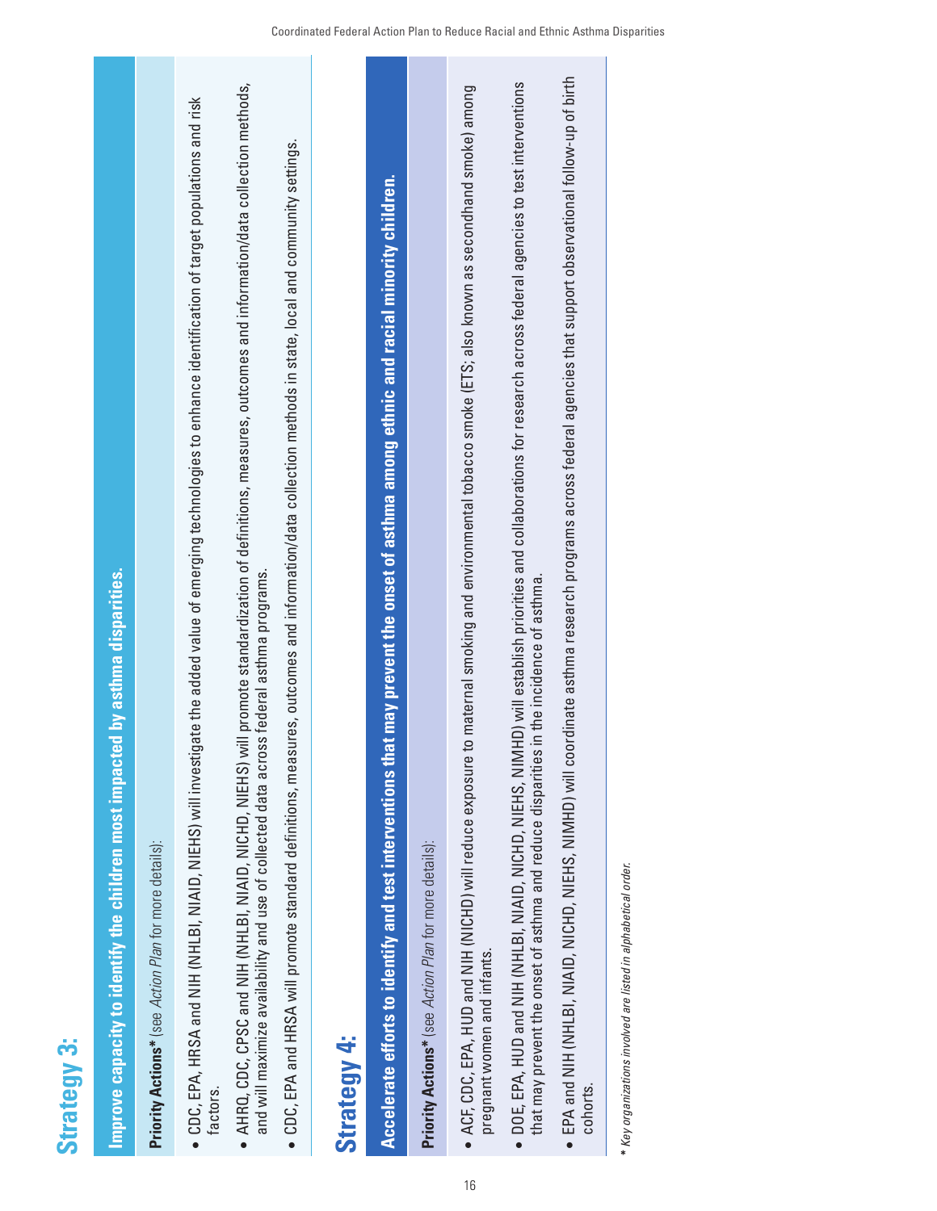## Strategy 3:

**Improve capacity to identify the children most impacted by asthma disparities.**

**Priority Actions*** (see *Action Plan* for more details):

- CDC, EPA, HRSA and NIH (NHLBI, NIAID, NIEHS) will investigate the added value of emerging technologies to enhance identification of target populations and risk factors.
- AHRQ, CDC, CPSC and NIH (NHLBI, NIAID, NICHD, NIEHS) will promote standardization of definitions, measures, outcomes and information/data collection methods, and will maximize availability and use of collected data across federal asthma programs.
- CDC, EPA and HRSA will promote standard definitions, measures, outcomes and information/data collection methods in state, local and community settings.

## Strategy 4:

**Accelerate efforts to identify and test interventions that may prevent the onset of asthma among ethnic and racial minority children.**

**Priority Actions*** (see *Action Plan* for more details):

- ACF, CDC, EPA, HUD and NIH (NICHD) will reduce exposure to maternal smoking and environmental tobacco smoke (ETS; also known as secondhand smoke) among pregnant women and infants.
- DOE, EPA, HUD and NIH (NHLBI, NIAID, NICHD, NIEHS, NIMHD) will establish priorities and collaborations for research across federal agencies to test interventions that may prevent the onset of asthma and reduce disparities in the incidence of asthma.
- EPA and NIH (NHLBI, NIAID, NICHD, NIEHS, NIMHD) will coordinate asthma research programs across federal agencies that support observational follow-up of birth cohorts.

*\* Key organizations involved are listed in alphabetical order.*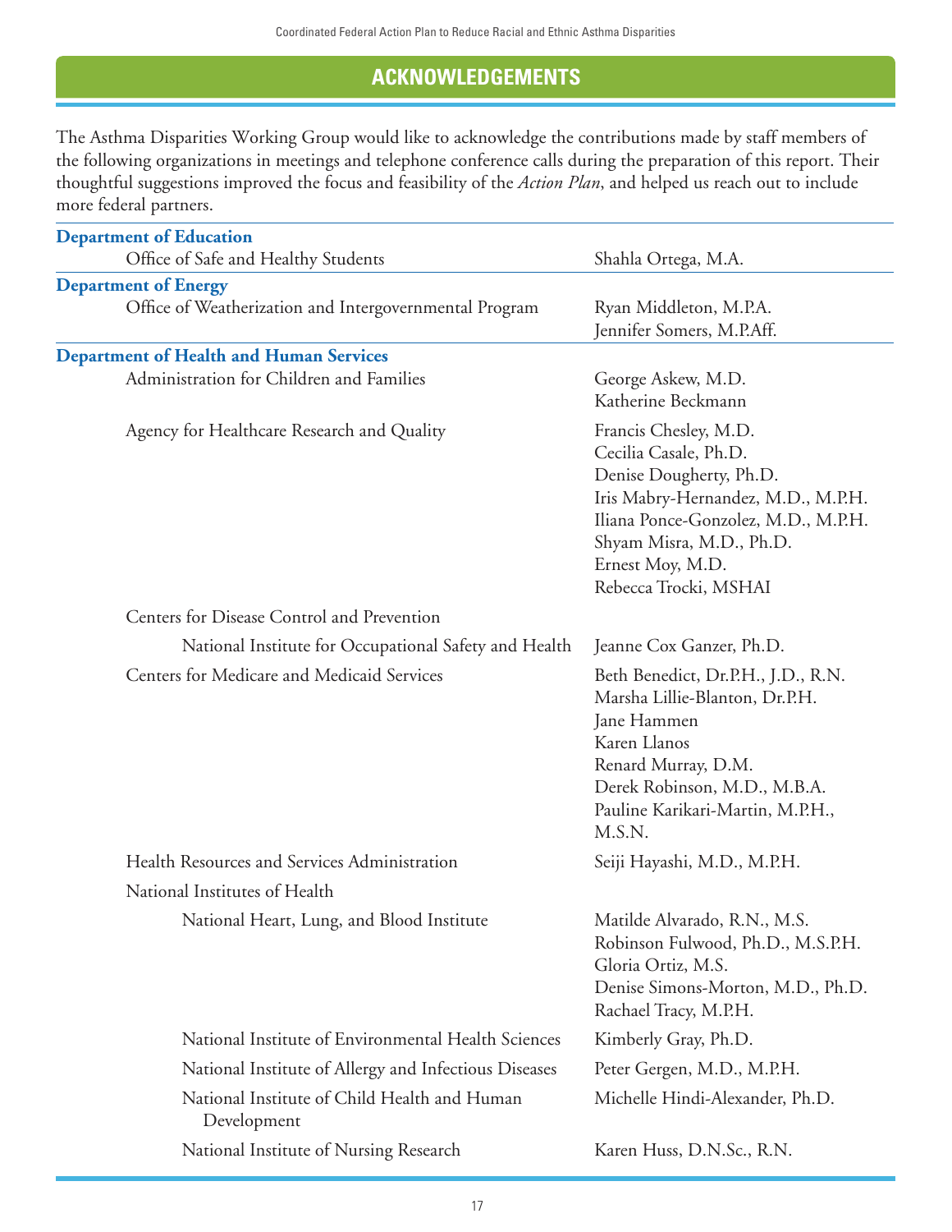## ACKNOWLEDGEMENTS

The Asthma Disparities Working Group would like to acknowledge the contributions made by staff members of the following organizations in meetings and telephone conference calls during the preparation of this report. Their thoughtful suggestions improved the focus and feasibility of the *Action Plan*, and helped us reach out to include more federal partners.

| | |
|---|---|
| **Department of Education** | |
| Office of Safe and Healthy Students | Shahla Ortega, M.A. |
| **Department of Energy** | |
| Office of Weatherization and Intergovernmental Program | Ryan Middleton, M.P.A.<br>Jennifer Somers, M.P.Aff. |
| **Department of Health and Human Services** | |
| Administration for Children and Families | George Askew, M.D.<br>Katherine Beckmann |
| Agency for Healthcare Research and Quality | Francis Chesley, M.D.<br>Cecilia Casale, Ph.D.<br>Denise Dougherty, Ph.D.<br>Iris Mabry-Hernandez, M.D., M.P.H.<br>Iliana Ponce-Gonzolez, M.D., M.P.H.<br>Shyam Misra, M.D., Ph.D.<br>Ernest Moy, M.D.<br>Rebecca Trocki, MSHAI |
| Centers for Disease Control and Prevention | |
| National Institute for Occupational Safety and Health | Jeanne Cox Ganzer, Ph.D. |
| Centers for Medicare and Medicaid Services | Beth Benedict, Dr.P.H., J.D., R.N.<br>Marsha Lillie-Blanton, Dr.P.H.<br>Jane Hammen<br>Karen Llanos<br>Renard Murray, D.M.<br>Derek Robinson, M.D., M.B.A.<br>Pauline Karikari-Martin, M.P.H., M.S.N. |
| Health Resources and Services Administration | Seiji Hayashi, M.D., M.P.H. |
| National Institutes of Health | |
| National Heart, Lung, and Blood Institute | Matilde Alvarado, R.N., M.S.<br>Robinson Fulwood, Ph.D., M.S.P.H.<br>Gloria Ortiz, M.S.<br>Denise Simons-Morton, M.D., Ph.D.<br>Rachael Tracy, M.P.H. |
| National Institute of Environmental Health Sciences | Kimberly Gray, Ph.D. |
| National Institute of Allergy and Infectious Diseases | Peter Gergen, M.D., M.P.H. |
| National Institute of Child Health and Human Development | Michelle Hindi-Alexander, Ph.D. |
| National Institute of Nursing Research | Karen Huss, D.N.Sc., R.N. |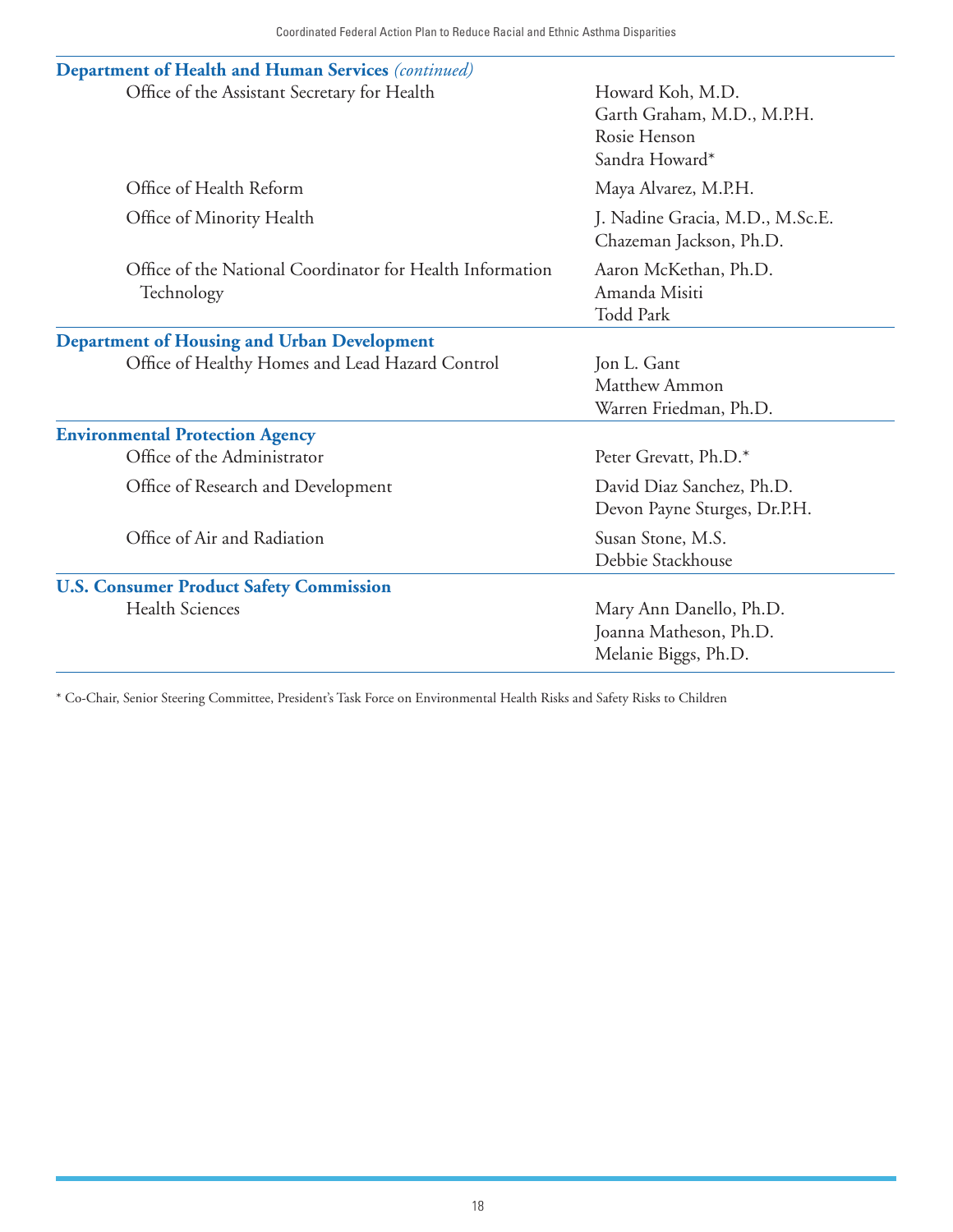| | |
|---|---|
| **Department of Health and Human Services** *(continued)* | |
| Office of the Assistant Secretary for Health | Howard Koh, M.D.<br>Garth Graham, M.D., M.P.H.<br>Rosie Henson<br>Sandra Howard* |
| Office of Health Reform | Maya Alvarez, M.P.H. |
| Office of Minority Health | J. Nadine Gracia, M.D., M.Sc.E.<br>Chazeman Jackson, Ph.D. |
| Office of the National Coordinator for Health Information Technology | Aaron McKethan, Ph.D.<br>Amanda Misiti<br>Todd Park |
| **Department of Housing and Urban Development** | |
| Office of Healthy Homes and Lead Hazard Control | Jon L. Gant<br>Matthew Ammon<br>Warren Friedman, Ph.D. |
| **Environmental Protection Agency** | |
| Office of the Administrator | Peter Grevatt, Ph.D.* |
| Office of Research and Development | David Diaz Sanchez, Ph.D.<br>Devon Payne Sturges, Dr.P.H. |
| Office of Air and Radiation | Susan Stone, M.S.<br>Debbie Stackhouse |
| **U.S. Consumer Product Safety Commission** | |
| Health Sciences | Mary Ann Danello, Ph.D.<br>Joanna Matheson, Ph.D.<br>Melanie Biggs, Ph.D. |

* Co-Chair, Senior Steering Committee, President's Task Force on Environmental Health Risks and Safety Risks to Children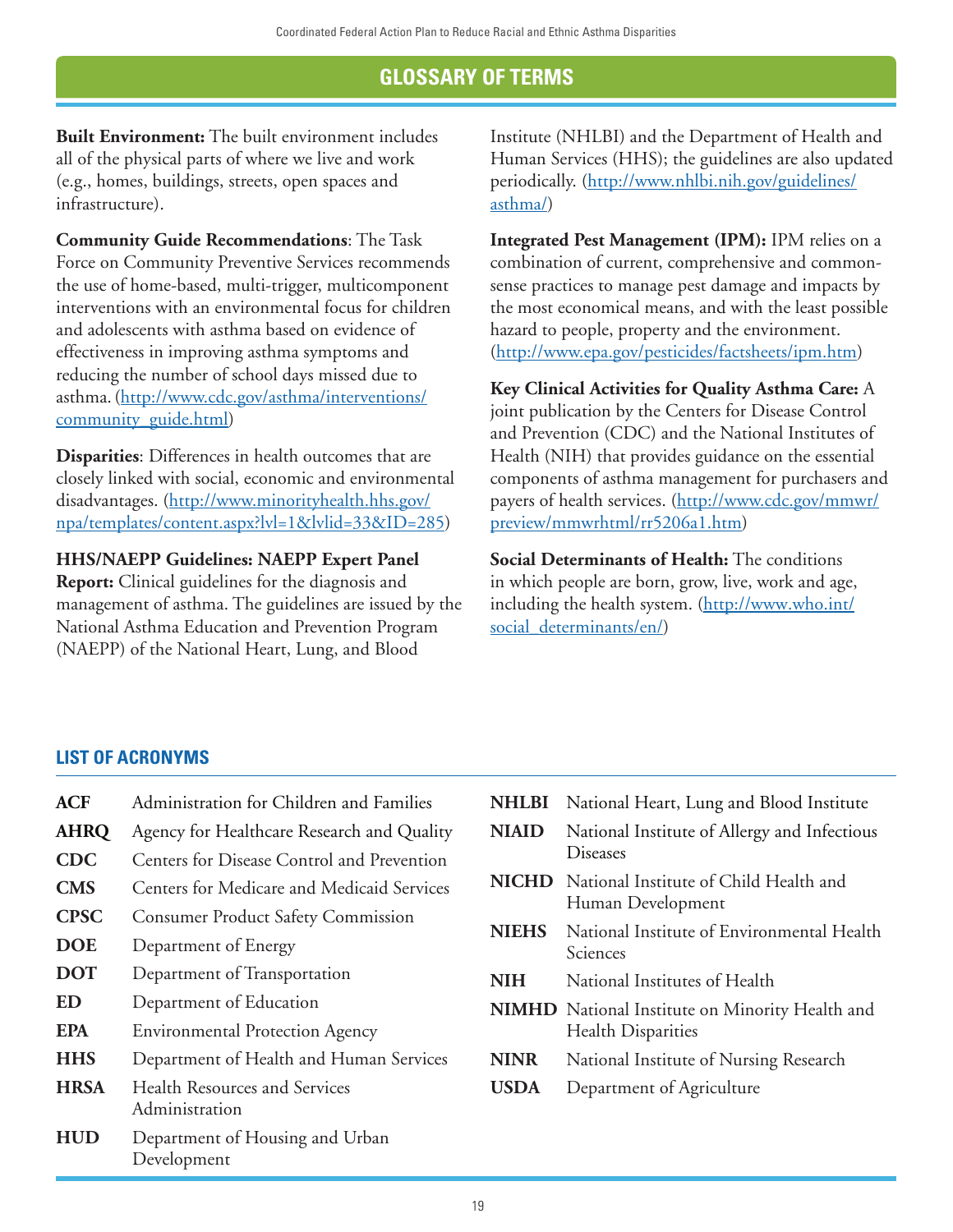## GLOSSARY OF TERMS

**Built Environment:** The built environment includes all of the physical parts of where we live and work (e.g., homes, buildings, streets, open spaces and infrastructure).

**Community Guide Recommendations**: The Task Force on Community Preventive Services recommends the use of home-based, multi-trigger, multicomponent interventions with an environmental focus for children and adolescents with asthma based on evidence of effectiveness in improving asthma symptoms and reducing the number of school days missed due to asthma. (http://www.cdc.gov/asthma/interventions/community_guide.html)

**Disparities**: Differences in health outcomes that are closely linked with social, economic and environmental disadvantages. (http://www.minorityhealth.hhs.gov/npa/templates/content.aspx?lvl=1&lvlid=33&ID=285)

**HHS/NAEPP Guidelines: NAEPP Expert Panel Report:** Clinical guidelines for the diagnosis and management of asthma. The guidelines are issued by the National Asthma Education and Prevention Program (NAEPP) of the National Heart, Lung, and Blood Institute (NHLBI) and the Department of Health and Human Services (HHS); the guidelines are also updated periodically. (http://www.nhlbi.nih.gov/guidelines/asthma/)

**Integrated Pest Management (IPM):** IPM relies on a combination of current, comprehensive and common-sense practices to manage pest damage and impacts by the most economical means, and with the least possible hazard to people, property and the environment. (http://www.epa.gov/pesticides/factsheets/ipm.htm)

**Key Clinical Activities for Quality Asthma Care:** A joint publication by the Centers for Disease Control and Prevention (CDC) and the National Institutes of Health (NIH) that provides guidance on the essential components of asthma management for purchasers and payers of health services. (http://www.cdc.gov/mmwr/preview/mmwrhtml/rr5206a1.htm)

**Social Determinants of Health:** The conditions in which people are born, grow, live, work and age, including the health system. (http://www.who.int/social_determinants/en/)

## LIST OF ACRONYMS

| | |
|---|---|
| **ACF** | Administration for Children and Families |
| **AHRQ** | Agency for Healthcare Research and Quality |
| **CDC** | Centers for Disease Control and Prevention |
| **CMS** | Centers for Medicare and Medicaid Services |
| **CPSC** | Consumer Product Safety Commission |
| **DOE** | Department of Energy |
| **DOT** | Department of Transportation |
| **ED** | Department of Education |
| **EPA** | Environmental Protection Agency |
| **HHS** | Department of Health and Human Services |
| **HRSA** | Health Resources and Services Administration |
| **HUD** | Department of Housing and Urban Development |
| **NHLBI** | National Heart, Lung and Blood Institute |
| **NIAID** | National Institute of Allergy and Infectious Diseases |
| **NICHD** | National Institute of Child Health and Human Development |
| **NIEHS** | National Institute of Environmental Health Sciences |
| **NIH** | National Institutes of Health |
| **NIMHD** | National Institute on Minority Health and Health Disparities |
| **NINR** | National Institute of Nursing Research |
| **USDA** | Department of Agriculture |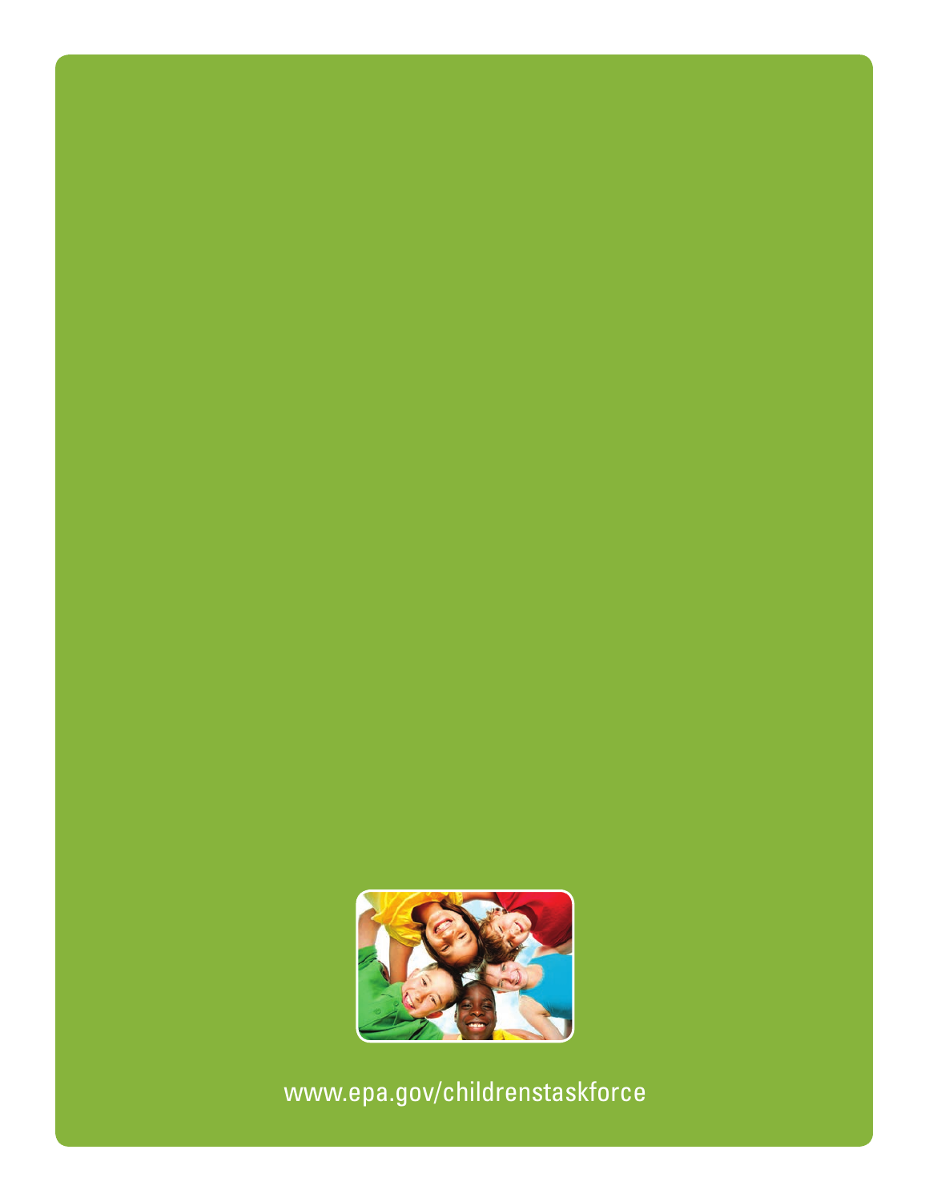www.epa.gov/childrenstaskforce